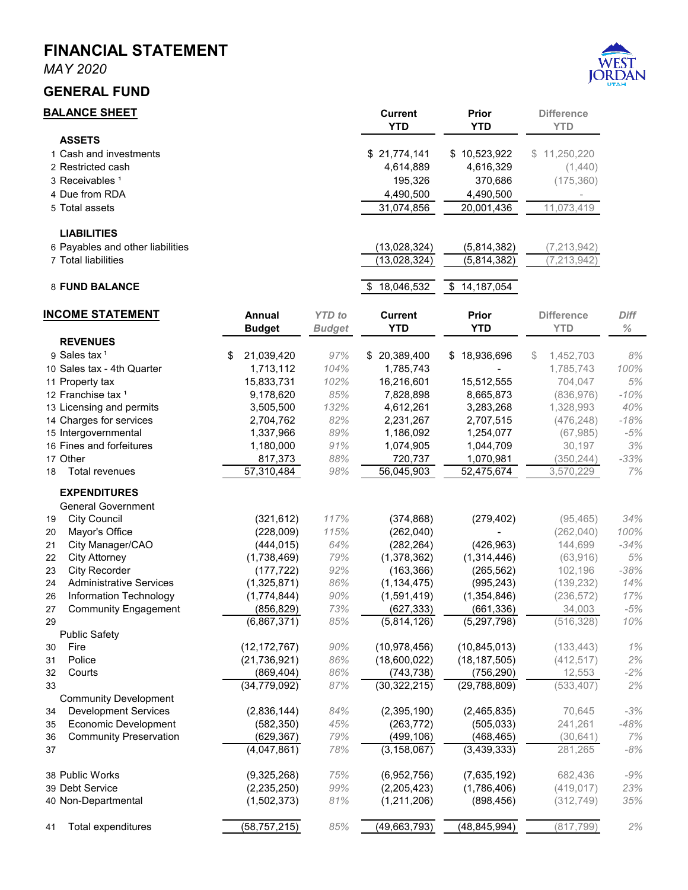# FINANCIAL STATEMENT

*MAY 2020*

## GENERAL FUND

### BALANCE SHEET

| | | Current YTD | Prior YTD | Difference YTD |
|---|---|---|---|---|
| | **ASSETS** | | | |
| 1 | Cash and investments | $ 21,774,141 | $ 10,523,922 | $ 11,250,220 |
| 2 | Restricted cash | 4,614,889 | 4,616,329 | (1,440) |
| 3 | Receivables [1] | 195,326 | 370,686 | (175,360) |
| 4 | Due from RDA | 4,490,500 | 4,490,500 | - |
| 5 | Total assets | 31,074,856 | 20,001,436 | 11,073,419 |
| | **LIABILITIES** | | | |
| 6 | Payables and other liabilities | (13,028,324) | (5,814,382) | (7,213,942) |
| 7 | Total liabilities | (13,028,324) | (5,814,382) | (7,213,942) |
| 8 | **FUND BALANCE** | $ 18,046,532 | $ 14,187,054 | |

### INCOME STATEMENT

| | | Annual Budget | *YTD to Budget* | Current YTD | Prior YTD | Difference YTD | *Diff %* |
|---|---|---|---|---|---|---|---|
| | **REVENUES** | | | | | | |
| 9 | Sales tax [1] | $ 21,039,420 | *97%* | $ 20,389,400 | $ 18,936,696 | $ 1,452,703 | *8%* |
| 10 | Sales tax - 4th Quarter | 1,713,112 | *104%* | 1,785,743 | - | 1,785,743 | *100%* |
| 11 | Property tax | 15,833,731 | *102%* | 16,216,601 | 15,512,555 | 704,047 | *5%* |
| 12 | Franchise tax [1] | 9,178,620 | *85%* | 7,828,898 | 8,665,873 | (836,976) | *-10%* |
| 13 | Licensing and permits | 3,505,500 | *132%* | 4,612,261 | 3,283,268 | 1,328,993 | *40%* |
| 14 | Charges for services | 2,704,762 | *82%* | 2,231,267 | 2,707,515 | (476,248) | *-18%* |
| 15 | Intergovernmental | 1,337,966 | *89%* | 1,186,092 | 1,254,077 | (67,985) | *-5%* |
| 16 | Fines and forfeitures | 1,180,000 | *91%* | 1,074,905 | 1,044,709 | 30,197 | *3%* |
| 17 | Other | 817,373 | *88%* | 720,737 | 1,070,981 | (350,244) | *-33%* |
| 18 | Total revenues | 57,310,484 | *98%* | 56,045,903 | 52,475,674 | 3,570,229 | *7%* |
| | **EXPENDITURES** | | | | | | |
| | General Government | | | | | | |
| 19 | City Council | (321,612) | *117%* | (374,868) | (279,402) | (95,465) | *34%* |
| 20 | Mayor's Office | (228,009) | *115%* | (262,040) | - | (262,040) | *100%* |
| 21 | City Manager/CAO | (444,015) | *64%* | (282,264) | (426,963) | 144,699 | *-34%* |
| 22 | City Attorney | (1,738,469) | *79%* | (1,378,362) | (1,314,446) | (63,916) | *5%* |
| 23 | City Recorder | (177,722) | *92%* | (163,366) | (265,562) | 102,196 | *-38%* |
| 24 | Administrative Services | (1,325,871) | *86%* | (1,134,475) | (995,243) | (139,232) | *14%* |
| 26 | Information Technology | (1,774,844) | *90%* | (1,591,419) | (1,354,846) | (236,572) | *17%* |
| 27 | Community Engagement | (856,829) | *73%* | (627,333) | (661,336) | 34,003 | *-5%* |
| 29 | | (6,867,371) | *85%* | (5,814,126) | (5,297,798) | (516,328) | *10%* |
| | Public Safety | | | | | | |
| 30 | Fire | (12,172,767) | *90%* | (10,978,456) | (10,845,013) | (133,443) | *1%* |
| 31 | Police | (21,736,921) | *86%* | (18,600,022) | (18,187,505) | (412,517) | *2%* |
| 32 | Courts | (869,404) | *86%* | (743,738) | (756,290) | 12,553 | *-2%* |
| 33 | | (34,779,092) | *87%* | (30,322,215) | (29,788,809) | (533,407) | *2%* |
| | Community Development | | | | | | |
| 34 | Development Services | (2,836,144) | *84%* | (2,395,190) | (2,465,835) | 70,645 | *-3%* |
| 35 | Economic Development | (582,350) | *45%* | (263,772) | (505,033) | 241,261 | *-48%* |
| 36 | Community Preservation | (629,367) | *79%* | (499,106) | (468,465) | (30,641) | *7%* |
| 37 | | (4,047,861) | *78%* | (3,158,067) | (3,439,333) | 281,265 | *-8%* |
| 38 | Public Works | (9,325,268) | *75%* | (6,952,756) | (7,635,192) | 682,436 | *-9%* |
| 39 | Debt Service | (2,235,250) | *99%* | (2,205,423) | (1,786,406) | (419,017) | *23%* |
| 40 | Non-Departmental | (1,502,373) | *81%* | (1,211,206) | (898,456) | (312,749) | *35%* |
| 41 | Total expenditures | (58,757,215) | *85%* | (49,663,793) | (48,845,994) | (817,799) | *2%* |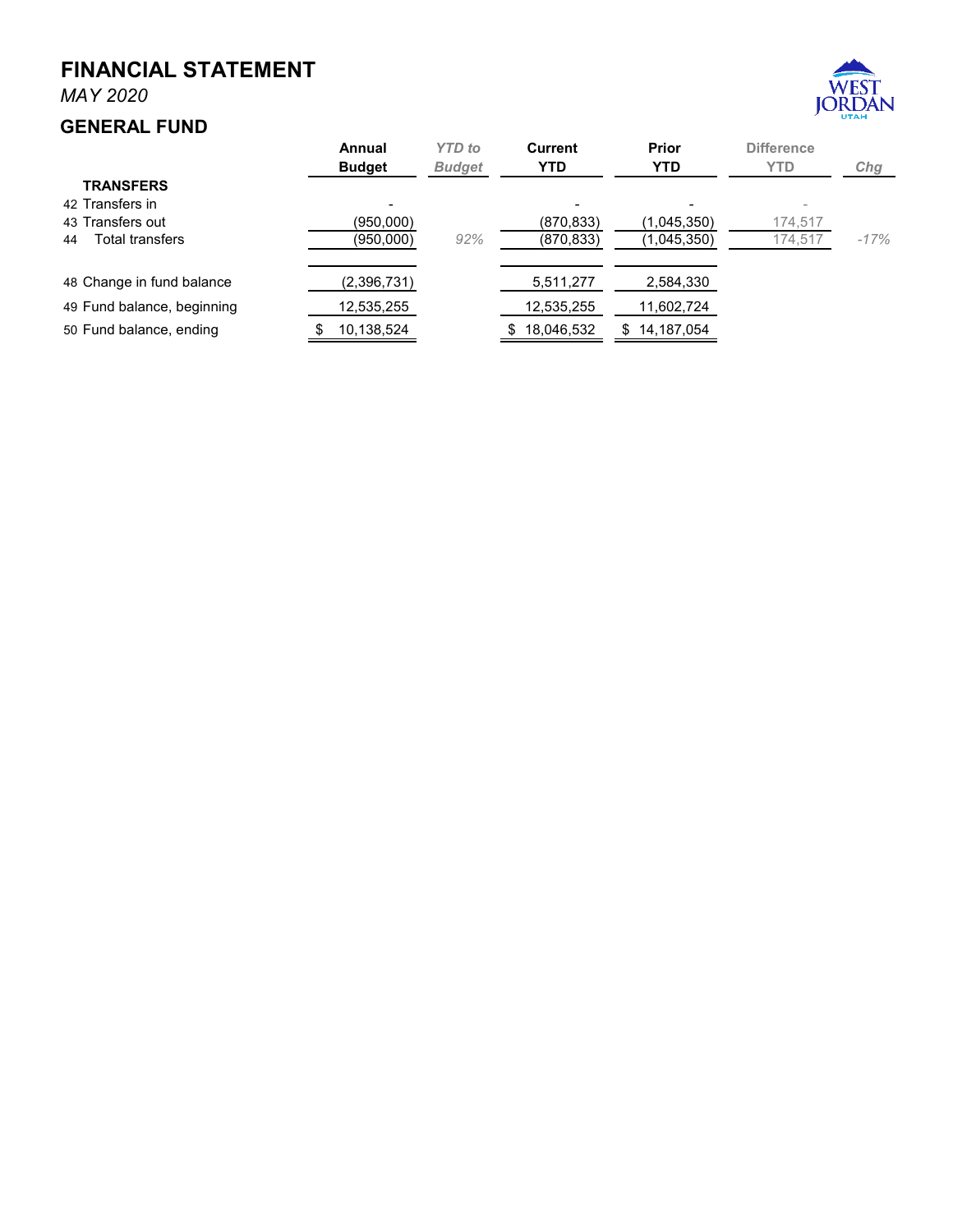# FINANCIAL STATEMENT

*MAY 2020*

## GENERAL FUND

| | Annual Budget | *YTD to Budget* | Current YTD | Prior YTD | Difference YTD | *Chg* |
|---|---|---|---|---|---|---|
| **TRANSFERS** | | | | | | |
| 42 Transfers in | - | | - | - | - | |
| 43 Transfers out | (950,000) | | (870,833) | (1,045,350) | 174,517 | |
| 44 Total transfers | (950,000) | *92%* | (870,833) | (1,045,350) | 174,517 | *-17%* |
| 48 Change in fund balance | (2,396,731) | | 5,511,277 | 2,584,330 | | |
| 49 Fund balance, beginning | 12,535,255 | | 12,535,255 | 11,602,724 | | |
| 50 Fund balance, ending | $ 10,138,524 | | $ 18,046,532 | $ 14,187,054 | | |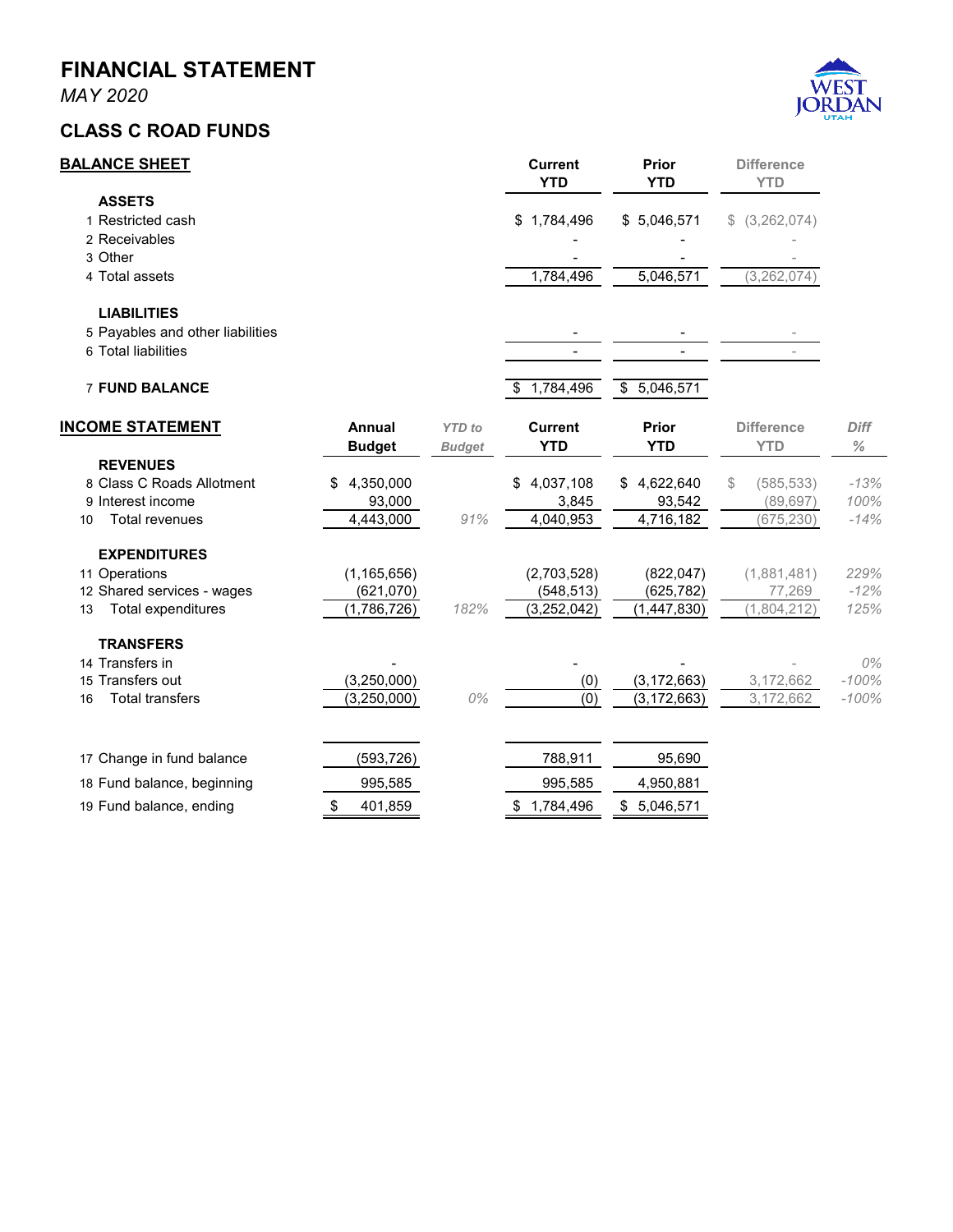# FINANCIAL STATEMENT

*MAY 2020*

## CLASS C ROAD FUNDS

### BALANCE SHEET

| | | Current YTD | Prior YTD | Difference YTD |
|---|---|---|---|---|
| | **ASSETS** | | | |
| 1 | Restricted cash | $ 1,784,496 | $ 5,046,571 | $ (3,262,074) |
| 2 | Receivables | - | - | - |
| 3 | Other | - | - | - |
| 4 | Total assets | 1,784,496 | 5,046,571 | (3,262,074) |
| | **LIABILITIES** | | | |
| 5 | Payables and other liabilities | - | - | - |
| 6 | Total liabilities | - | - | - |
| 7 | **FUND BALANCE** | $ 1,784,496 | $ 5,046,571 | |

### INCOME STATEMENT

| | | Annual Budget | *YTD to Budget* | Current YTD | Prior YTD | Difference YTD | *Diff %* |
|---|---|---|---|---|---|---|---|
| | **REVENUES** | | | | | | |
| 8 | Class C Roads Allotment | $ 4,350,000 | | $ 4,037,108 | $ 4,622,640 | $ (585,533) | *-13%* |
| 9 | Interest income | 93,000 | | 3,845 | 93,542 | (89,697) | *100%* |
| 10 | Total revenues | 4,443,000 | *91%* | 4,040,953 | 4,716,182 | (675,230) | *-14%* |
| | **EXPENDITURES** | | | | | | |
| 11 | Operations | (1,165,656) | | (2,703,528) | (822,047) | (1,881,481) | *229%* |
| 12 | Shared services - wages | (621,070) | | (548,513) | (625,782) | 77,269 | *-12%* |
| 13 | Total expenditures | (1,786,726) | *182%* | (3,252,042) | (1,447,830) | (1,804,212) | *125%* |
| | **TRANSFERS** | | | | | | |
| 14 | Transfers in | - | | - | - | - | *0%* |
| 15 | Transfers out | (3,250,000) | | (0) | (3,172,663) | 3,172,662 | *-100%* |
| 16 | Total transfers | (3,250,000) | *0%* | (0) | (3,172,663) | 3,172,662 | *-100%* |
| 17 | Change in fund balance | (593,726) | | 788,911 | 95,690 | | |
| 18 | Fund balance, beginning | 995,585 | | 995,585 | 4,950,881 | | |
| 19 | Fund balance, ending | $ 401,859 | | $ 1,784,496 | $ 5,046,571 | | |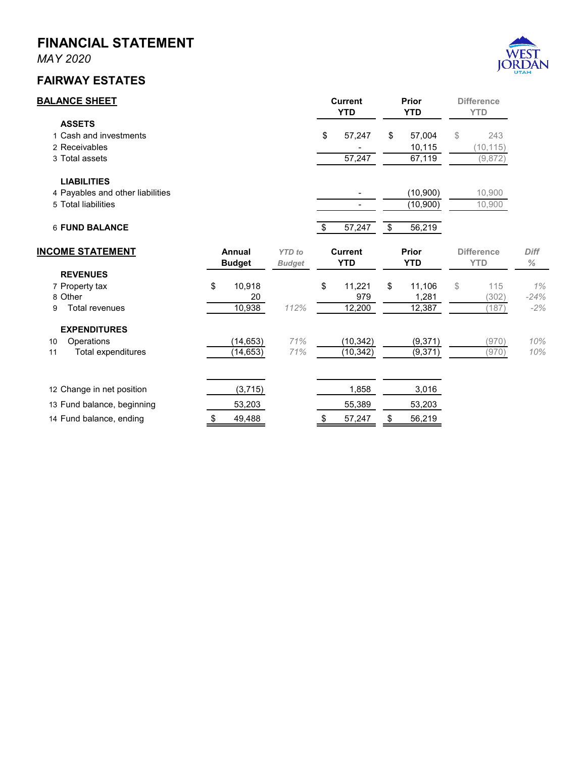# FINANCIAL STATEMENT

*MAY 2020*

## FAIRWAY ESTATES

### BALANCE SHEET

| | | Current YTD | Prior YTD | Difference YTD |
|---|---|---|---|---|
| | **ASSETS** | | | |
| 1 | Cash and investments | $ 57,247 | $ 57,004 | $ 243 |
| 2 | Receivables | - | 10,115 | (10,115) |
| 3 | Total assets | 57,247 | 67,119 | (9,872) |
| | **LIABILITIES** | | | |
| 4 | Payables and other liabilities | - | (10,900) | 10,900 |
| 5 | Total liabilities | - | (10,900) | 10,900 |
| 6 | **FUND BALANCE** | $ 57,247 | $ 56,219 | |

### INCOME STATEMENT

| | | Annual Budget | *YTD to Budget* | Current YTD | Prior YTD | Difference YTD | *Diff %* |
|---|---|---|---|---|---|---|---|
| | **REVENUES** | | | | | | |
| 7 | Property tax | $ 10,918 | | $ 11,221 | $ 11,106 | $ 115 | *1%* |
| 8 | Other | 20 | | 979 | 1,281 | (302) | *-24%* |
| 9 | Total revenues | 10,938 | *112%* | 12,200 | 12,387 | (187) | *-2%* |
| | **EXPENDITURES** | | | | | | |
| 10 | Operations | (14,653) | *71%* | (10,342) | (9,371) | (970) | *10%* |
| 11 | Total expenditures | (14,653) | *71%* | (10,342) | (9,371) | (970) | *10%* |
| 12 | Change in net position | (3,715) | | 1,858 | 3,016 | | |
| 13 | Fund balance, beginning | 53,203 | | 55,389 | 53,203 | | |
| 14 | Fund balance, ending | $ 49,488 | | $ 57,247 | $ 56,219 | | |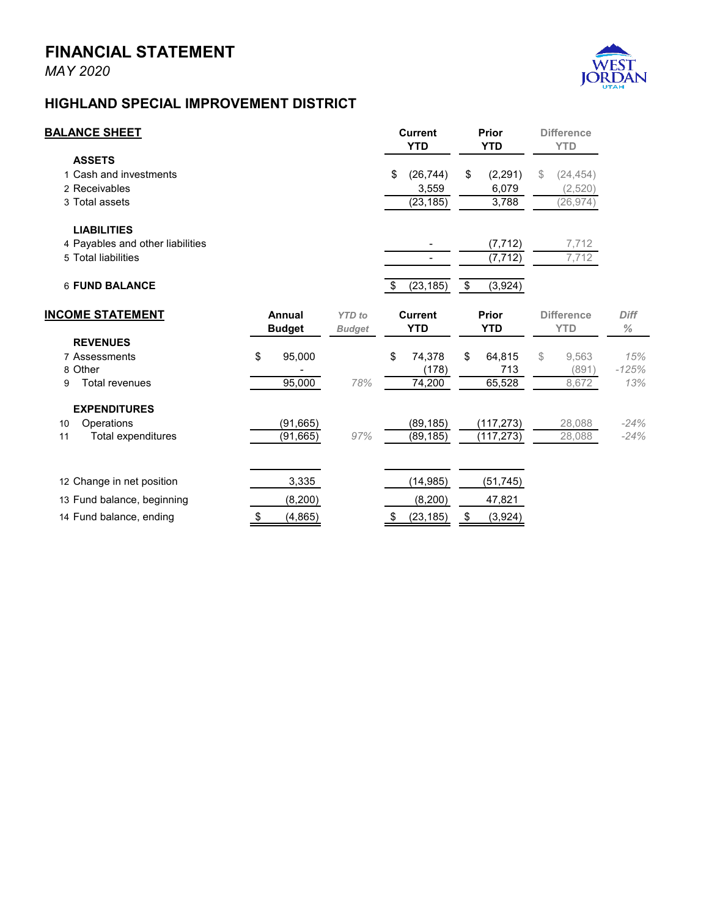# FINANCIAL STATEMENT

*MAY 2020*

## HIGHLAND SPECIAL IMPROVEMENT DISTRICT

| BALANCE SHEET | Current YTD | Prior YTD | Difference YTD |
|---|---|---|---|
| **ASSETS** | | | |
| 1 Cash and investments | $ (26,744) | $ (2,291) | $ (24,454) |
| 2 Receivables | 3,559 | 6,079 | (2,520) |
| 3 Total assets | (23,185) | 3,788 | (26,974) |
| **LIABILITIES** | | | |
| 4 Payables and other liabilities | - | (7,712) | 7,712 |
| 5 Total liabilities | - | (7,712) | 7,712 |
| 6 **FUND BALANCE** | $ (23,185) | $ (3,924) | |

| INCOME STATEMENT | Annual Budget | *YTD to Budget* | Current YTD | Prior YTD | Difference YTD | *Diff %* |
|---|---|---|---|---|---|---|
| **REVENUES** | | | | | | |
| 7 Assessments | $ 95,000 | | $ 74,378 | $ 64,815 | $ 9,563 | *15%* |
| 8 Other | - | | (178) | 713 | (891) | *-125%* |
| 9 Total revenues | 95,000 | *78%* | 74,200 | 65,528 | 8,672 | *13%* |
| **EXPENDITURES** | | | | | | |
| 10 Operations | (91,665) | | (89,185) | (117,273) | 28,088 | *-24%* |
| 11 Total expenditures | (91,665) | *97%* | (89,185) | (117,273) | 28,088 | *-24%* |
| 12 Change in net position | 3,335 | | (14,985) | (51,745) | | |
| 13 Fund balance, beginning | (8,200) | | (8,200) | 47,821 | | |
| 14 Fund balance, ending | $ (4,865) | | $ (23,185) | $ (3,924) | | |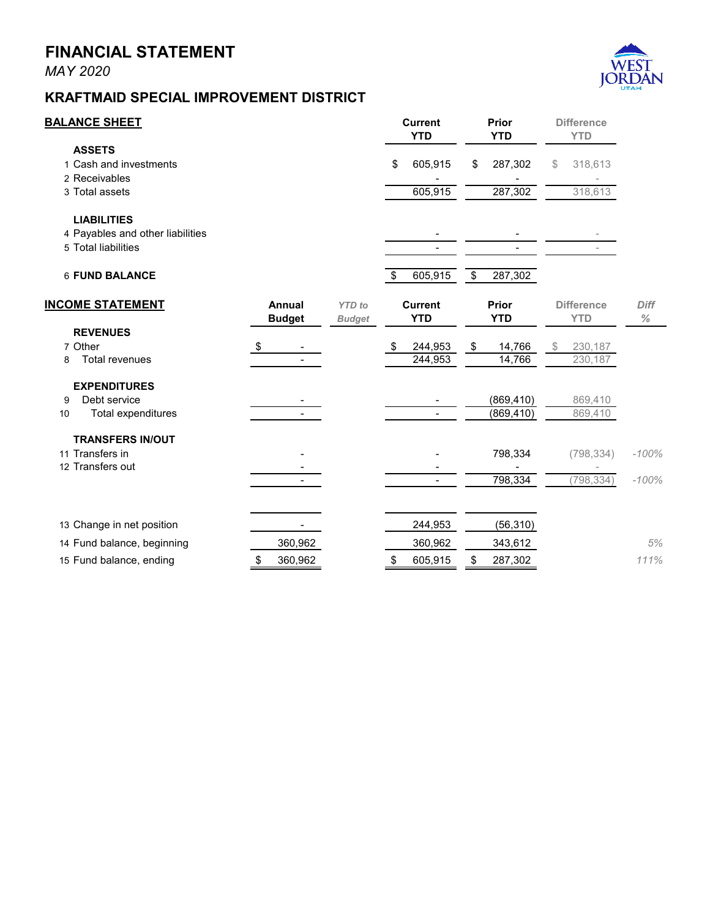# FINANCIAL STATEMENT

*MAY 2020*

## KRAFTMAID SPECIAL IMPROVEMENT DISTRICT

| BALANCE SHEET | Current YTD | Prior YTD | Difference YTD |
|---|---|---|---|
| **ASSETS** | | | |
| 1 Cash and investments | $ 605,915 | $ 287,302 | $ 318,613 |
| 2 Receivables | - | - | - |
| 3 Total assets | 605,915 | 287,302 | 318,613 |
| **LIABILITIES** | | | |
| 4 Payables and other liabilities | - | - | - |
| 5 Total liabilities | - | - | - |
| 6 **FUND BALANCE** | $ 605,915 | $ 287,302 | |

| INCOME STATEMENT | Annual Budget | *YTD to Budget* | Current YTD | Prior YTD | Difference YTD | *Diff %* |
|---|---|---|---|---|---|---|
| **REVENUES** | | | | | | |
| 7 Other | $ - | | $ 244,953 | $ 14,766 | $ 230,187 | |
| 8 Total revenues | - | | 244,953 | 14,766 | 230,187 | |
| **EXPENDITURES** | | | | | | |
| 9 Debt service | - | | - | (869,410) | 869,410 | |
| 10 Total expenditures | - | | - | (869,410) | 869,410 | |
| **TRANSFERS IN/OUT** | | | | | | |
| 11 Transfers in | - | | - | 798,334 | (798,334) | *-100%* |
| 12 Transfers out | - | | - | - | - | |
| | - | | - | 798,334 | (798,334) | *-100%* |
| 13 Change in net position | - | | 244,953 | (56,310) | | |
| 14 Fund balance, beginning | 360,962 | | 360,962 | 343,612 | | *5%* |
| 15 Fund balance, ending | $ 360,962 | | $ 605,915 | $ 287,302 | | *111%* |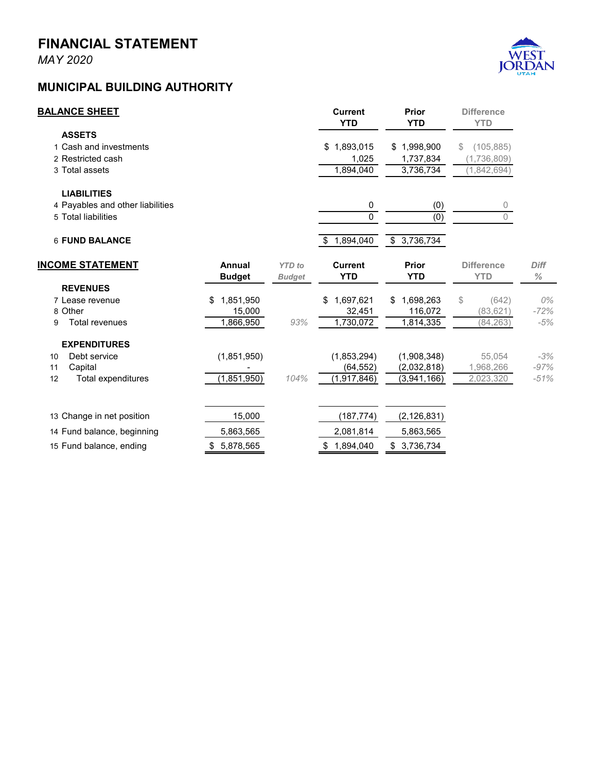# FINANCIAL STATEMENT

*MAY 2020*

WEST JORDAN UTAH

## MUNICIPAL BUILDING AUTHORITY

| BALANCE SHEET | Current YTD | Prior YTD | Difference YTD |
|---|---|---|---|
| **ASSETS** | | | |
| 1 Cash and investments | $ 1,893,015 | $ 1,998,900 | $ (105,885) |
| 2 Restricted cash | 1,025 | 1,737,834 | (1,736,809) |
| 3 Total assets | 1,894,040 | 3,736,734 | (1,842,694) |
| **LIABILITIES** | | | |
| 4 Payables and other liabilities | 0 | (0) | 0 |
| 5 Total liabilities | 0 | (0) | 0 |
| 6 **FUND BALANCE** | $ 1,894,040 | $ 3,736,734 | |

| INCOME STATEMENT | Annual Budget | *YTD to Budget* | Current YTD | Prior YTD | Difference YTD | *Diff %* |
|---|---|---|---|---|---|---|
| **REVENUES** | | | | | | |
| 7 Lease revenue | $ 1,851,950 | | $ 1,697,621 | $ 1,698,263 | $ (642) | *0%* |
| 8 Other | 15,000 | | 32,451 | 116,072 | (83,621) | *-72%* |
| 9 Total revenues | 1,866,950 | *93%* | 1,730,072 | 1,814,335 | (84,263) | *-5%* |
| **EXPENDITURES** | | | | | | |
| 10 Debt service | (1,851,950) | | (1,853,294) | (1,908,348) | 55,054 | *-3%* |
| 11 Capital | - | | (64,552) | (2,032,818) | 1,968,266 | *-97%* |
| 12 Total expenditures | (1,851,950) | *104%* | (1,917,846) | (3,941,166) | 2,023,320 | *-51%* |
| 13 Change in net position | 15,000 | | (187,774) | (2,126,831) | | |
| 14 Fund balance, beginning | 5,863,565 | | 2,081,814 | 5,863,565 | | |
| 15 Fund balance, ending | $ 5,878,565 | | $ 1,894,040 | $ 3,736,734 | | |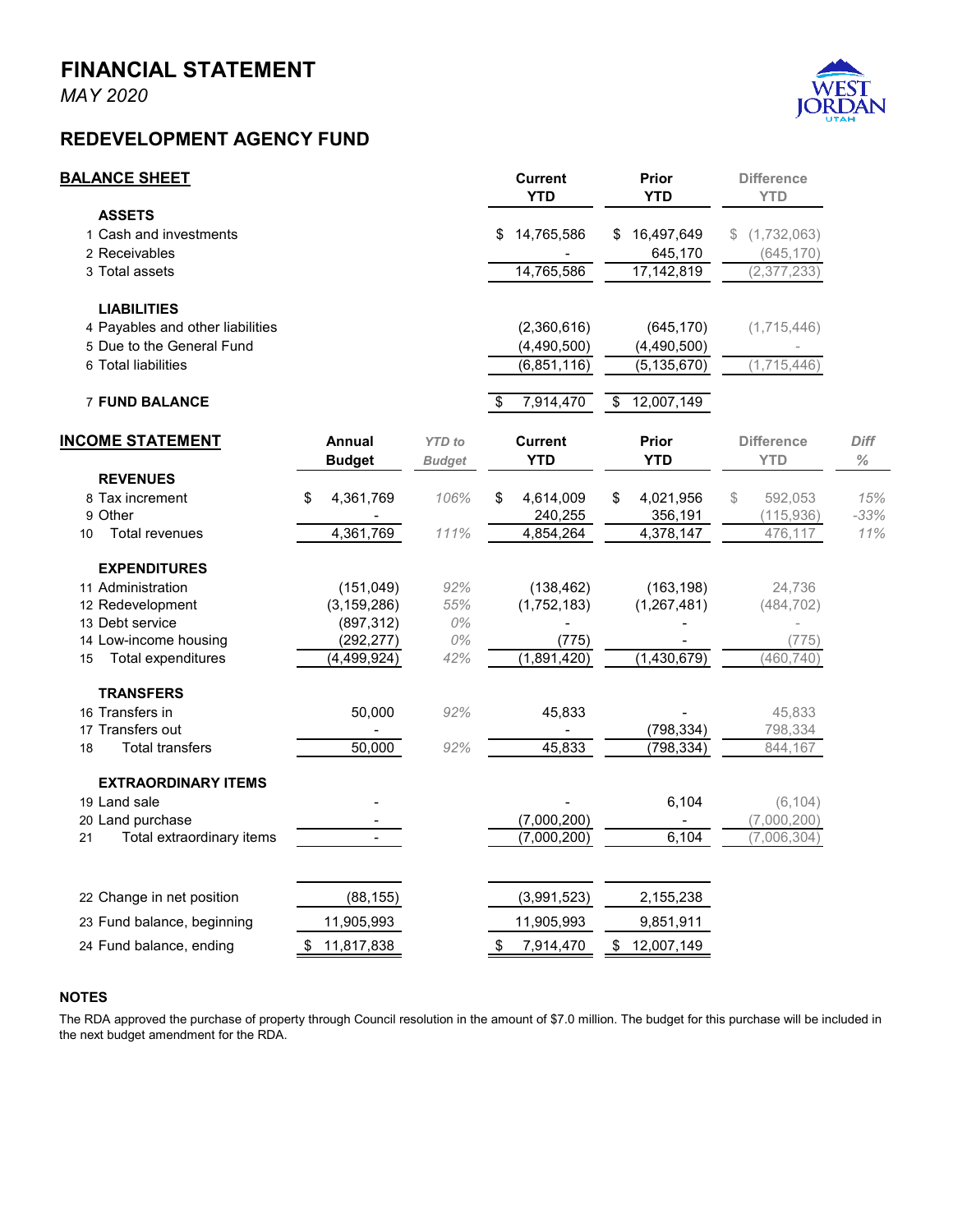# FINANCIAL STATEMENT

*MAY 2020*

## REDEVELOPMENT AGENCY FUND

| BALANCE SHEET | Current YTD | Prior YTD | Difference YTD |
|---|---|---|---|
| **ASSETS** | | | |
| 1 Cash and investments | $ 14,765,586 | $ 16,497,649 | $ (1,732,063) |
| 2 Receivables | - | 645,170 | (645,170) |
| 3 Total assets | 14,765,586 | 17,142,819 | (2,377,233) |
| **LIABILITIES** | | | |
| 4 Payables and other liabilities | (2,360,616) | (645,170) | (1,715,446) |
| 5 Due to the General Fund | (4,490,500) | (4,490,500) | - |
| 6 Total liabilities | (6,851,116) | (5,135,670) | (1,715,446) |
| 7 **FUND BALANCE** | $ 7,914,470 | $ 12,007,149 | |

| INCOME STATEMENT | Annual Budget | *YTD to Budget* | Current YTD | Prior YTD | Difference YTD | *Diff %* |
|---|---|---|---|---|---|---|
| **REVENUES** | | | | | | |
| 8 Tax increment | $ 4,361,769 | *106%* | $ 4,614,009 | $ 4,021,956 | $ 592,053 | *15%* |
| 9 Other | - | | 240,255 | 356,191 | (115,936) | *-33%* |
| 10 Total revenues | 4,361,769 | *111%* | 4,854,264 | 4,378,147 | 476,117 | *11%* |
| **EXPENDITURES** | | | | | | |
| 11 Administration | (151,049) | *92%* | (138,462) | (163,198) | 24,736 | |
| 12 Redevelopment | (3,159,286) | *55%* | (1,752,183) | (1,267,481) | (484,702) | |
| 13 Debt service | (897,312) | *0%* | - | - | - | |
| 14 Low-income housing | (292,277) | *0%* | (775) | - | (775) | |
| 15 Total expenditures | (4,499,924) | *42%* | (1,891,420) | (1,430,679) | (460,740) | |
| **TRANSFERS** | | | | | | |
| 16 Transfers in | 50,000 | *92%* | 45,833 | - | 45,833 | |
| 17 Transfers out | - | | - | (798,334) | 798,334 | |
| 18 Total transfers | 50,000 | *92%* | 45,833 | (798,334) | 844,167 | |
| **EXTRAORDINARY ITEMS** | | | | | | |
| 19 Land sale | - | | - | 6,104 | (6,104) | |
| 20 Land purchase | - | | (7,000,200) | - | (7,000,200) | |
| 21 Total extraordinary items | - | | (7,000,200) | 6,104 | (7,006,304) | |
| 22 Change in net position | (88,155) | | (3,991,523) | 2,155,238 | | |
| 23 Fund balance, beginning | 11,905,993 | | 11,905,993 | 9,851,911 | | |
| 24 Fund balance, ending | $ 11,817,838 | | $ 7,914,470 | $ 12,007,149 | | |

### NOTES

The RDA approved the purchase of property through Council resolution in the amount of $7.0 million. The budget for this purchase will be included in the next budget amendment for the RDA.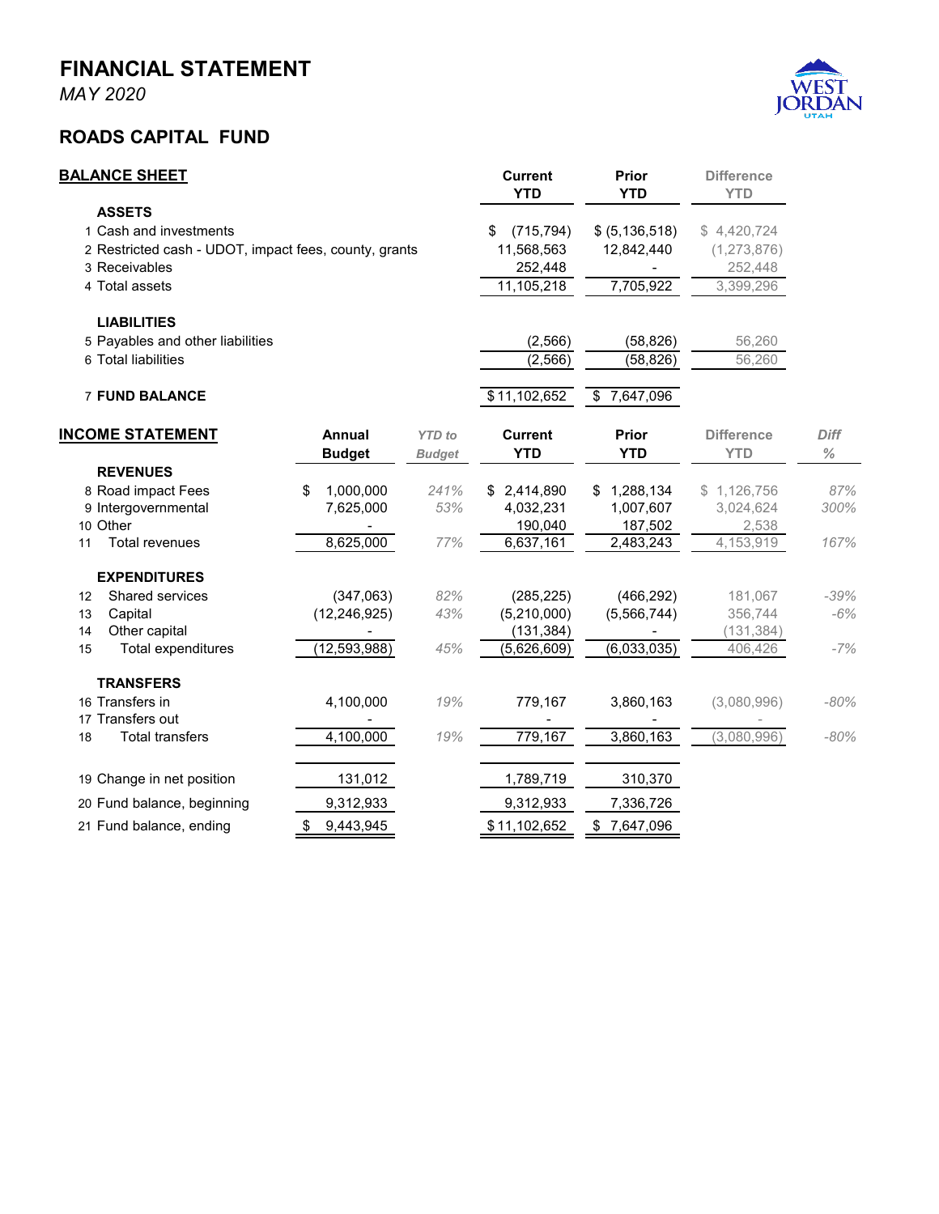# FINANCIAL STATEMENT

*MAY 2020*

WEST JORDAN UTAH

## ROADS CAPITAL FUND

| **BALANCE SHEET** | **Current YTD** | **Prior YTD** | **Difference YTD** |
|---|---|---|---|
| **ASSETS** | | | |
| 1 Cash and investments | $ (715,794) | $ (5,136,518) | $ 4,420,724 |
| 2 Restricted cash - UDOT, impact fees, county, grants | 11,568,563 | 12,842,440 | (1,273,876) |
| 3 Receivables | 252,448 | - | 252,448 |
| 4 Total assets | 11,105,218 | 7,705,922 | 3,399,296 |
| **LIABILITIES** | | | |
| 5 Payables and other liabilities | (2,566) | (58,826) | 56,260 |
| 6 Total liabilities | (2,566) | (58,826) | 56,260 |
| 7 **FUND BALANCE** | $ 11,102,652 | $ 7,647,096 | |

| **INCOME STATEMENT** | **Annual Budget** | *YTD to Budget* | **Current YTD** | **Prior YTD** | **Difference YTD** | *Diff %* |
|---|---|---|---|---|---|---|
| **REVENUES** | | | | | | |
| 8 Road impact Fees | $ 1,000,000 | 241% | $ 2,414,890 | $ 1,288,134 | $ 1,126,756 | 87% |
| 9 Intergovernmental | 7,625,000 | 53% | 4,032,231 | 1,007,607 | 3,024,624 | 300% |
| 10 Other | - | | 190,040 | 187,502 | 2,538 | |
| 11 Total revenues | 8,625,000 | 77% | 6,637,161 | 2,483,243 | 4,153,919 | 167% |
| **EXPENDITURES** | | | | | | |
| 12 Shared services | (347,063) | 82% | (285,225) | (466,292) | 181,067 | -39% |
| 13 Capital | (12,246,925) | 43% | (5,210,000) | (5,566,744) | 356,744 | -6% |
| 14 Other capital | - | | (131,384) | - | (131,384) | |
| 15 Total expenditures | (12,593,988) | 45% | (5,626,609) | (6,033,035) | 406,426 | -7% |
| **TRANSFERS** | | | | | | |
| 16 Transfers in | 4,100,000 | 19% | 779,167 | 3,860,163 | (3,080,996) | -80% |
| 17 Transfers out | - | | - | - | - | |
| 18 Total transfers | 4,100,000 | 19% | 779,167 | 3,860,163 | (3,080,996) | -80% |
| 19 Change in net position | 131,012 | | 1,789,719 | 310,370 | | |
| 20 Fund balance, beginning | 9,312,933 | | 9,312,933 | 7,336,726 | | |
| 21 Fund balance, ending | $ 9,443,945 | | $ 11,102,652 | $ 7,647,096 | | |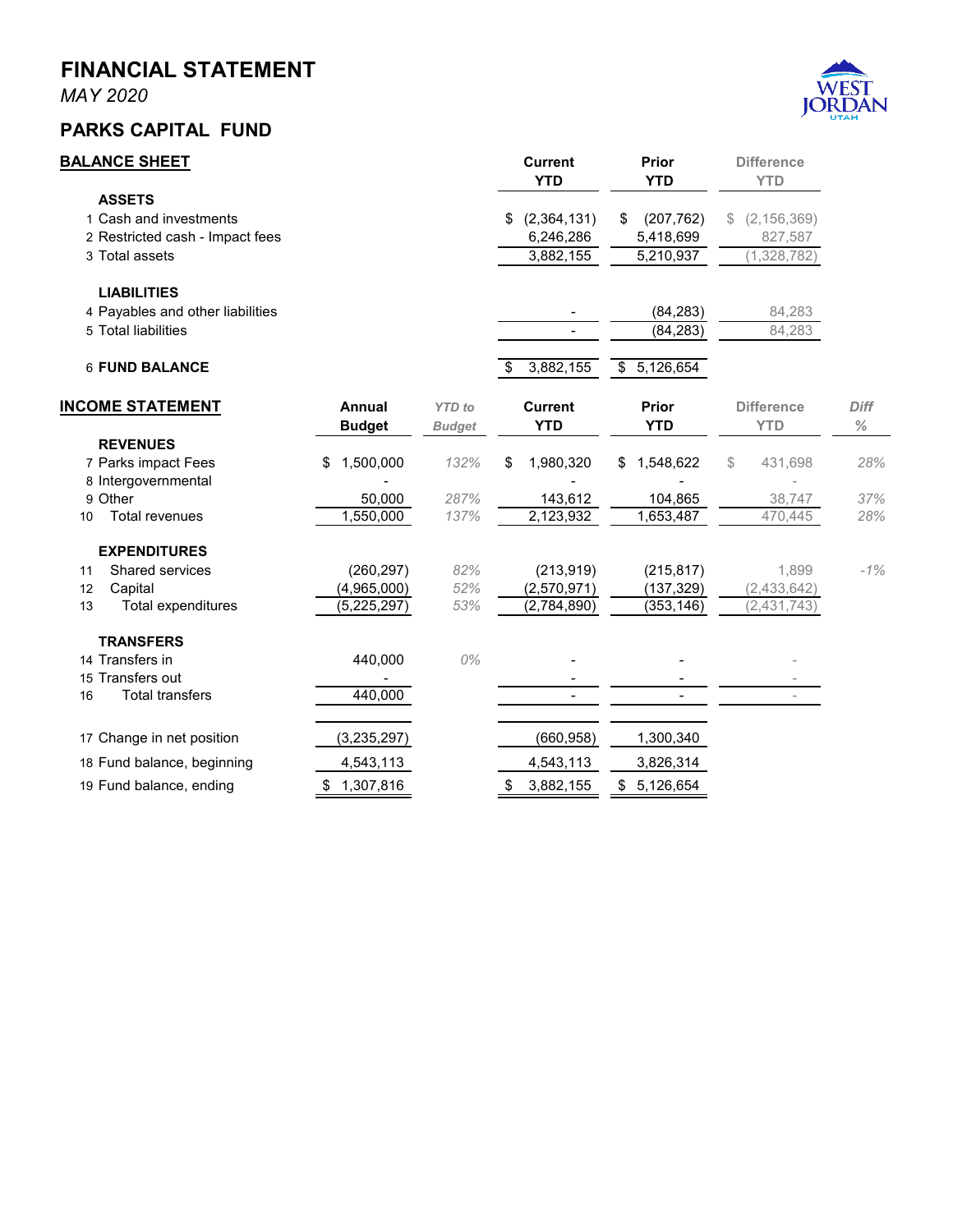# FINANCIAL STATEMENT

*MAY 2020*

## PARKS CAPITAL FUND

### BALANCE SHEET

| | | Current YTD | Prior YTD | Difference YTD |
|---|---|---|---|---|
| | **ASSETS** | | | |
| 1 | Cash and investments | $ (2,364,131) | $ (207,762) | $ (2,156,369) |
| 2 | Restricted cash - Impact fees | 6,246,286 | 5,418,699 | 827,587 |
| 3 | Total assets | 3,882,155 | 5,210,937 | (1,328,782) |
| | **LIABILITIES** | | | |
| 4 | Payables and other liabilities | - | (84,283) | 84,283 |
| 5 | Total liabilities | - | (84,283) | 84,283 |
| 6 | **FUND BALANCE** | $ 3,882,155 | $ 5,126,654 | |

### INCOME STATEMENT

| | | Annual Budget | *YTD to Budget* | Current YTD | Prior YTD | Difference YTD | *Diff %* |
|---|---|---|---|---|---|---|---|
| | **REVENUES** | | | | | | |
| 7 | Parks impact Fees | $ 1,500,000 | *132%* | $ 1,980,320 | $ 1,548,622 | $ 431,698 | *28%* |
| 8 | Intergovernmental | - | | - | - | - | |
| 9 | Other | 50,000 | *287%* | 143,612 | 104,865 | 38,747 | *37%* |
| 10 | Total revenues | 1,550,000 | *137%* | 2,123,932 | 1,653,487 | 470,445 | *28%* |
| | **EXPENDITURES** | | | | | | |
| 11 | Shared services | (260,297) | *82%* | (213,919) | (215,817) | 1,899 | *-1%* |
| 12 | Capital | (4,965,000) | *52%* | (2,570,971) | (137,329) | (2,433,642) | |
| 13 | Total expenditures | (5,225,297) | *53%* | (2,784,890) | (353,146) | (2,431,743) | |
| | **TRANSFERS** | | | | | | |
| 14 | Transfers in | 440,000 | *0%* | - | - | - | |
| 15 | Transfers out | - | | - | - | - | |
| 16 | Total transfers | 440,000 | | - | - | - | |
| 17 | Change in net position | (3,235,297) | | (660,958) | 1,300,340 | | |
| 18 | Fund balance, beginning | 4,543,113 | | 4,543,113 | 3,826,314 | | |
| 19 | Fund balance, ending | $ 1,307,816 | | $ 3,882,155 | $ 5,126,654 | | |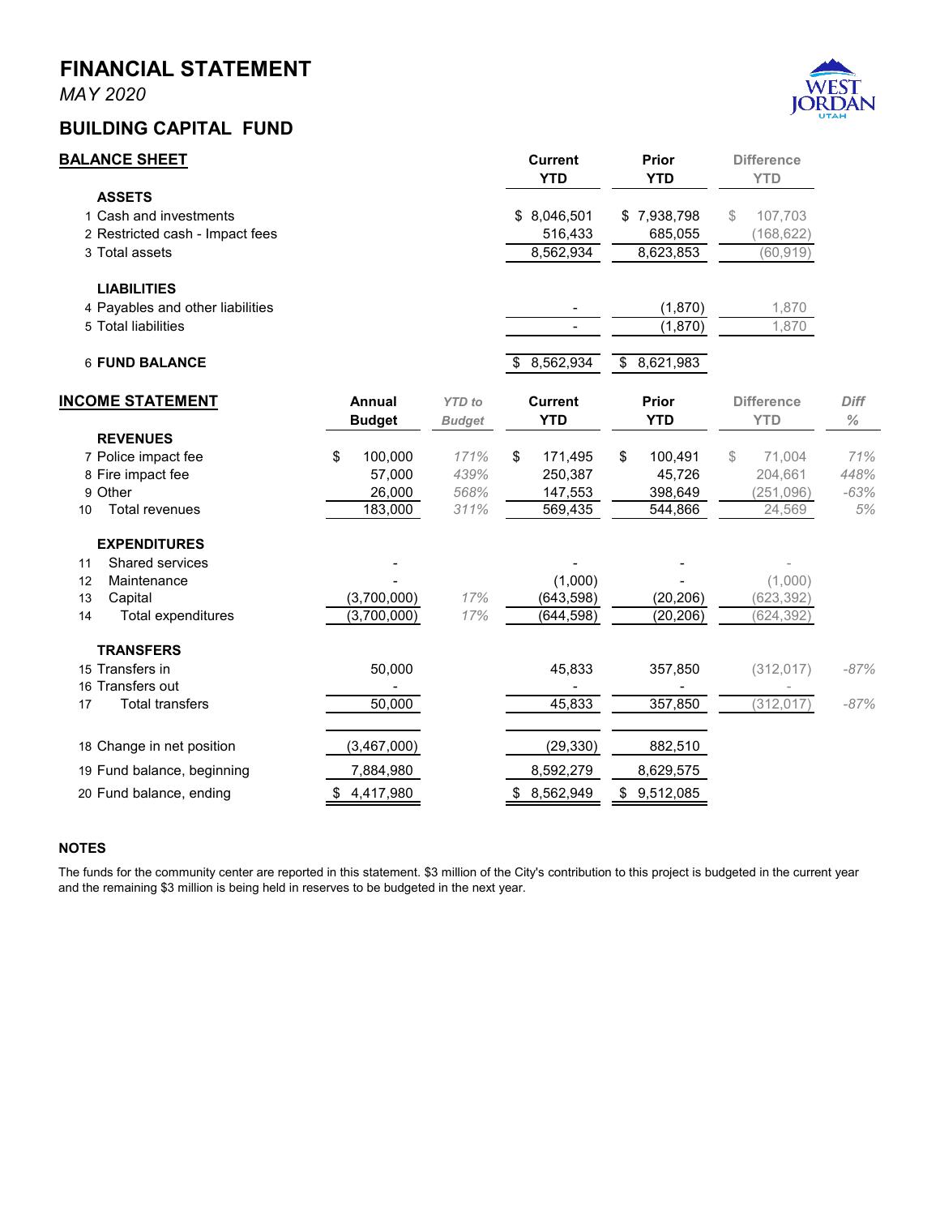# FINANCIAL STATEMENT

*MAY 2020*

## BUILDING CAPITAL FUND

### BALANCE SHEET

| | | Current YTD | Prior YTD | Difference YTD |
|---|---|---|---|---|
| | **ASSETS** | | | |
| 1 | Cash and investments | $ 8,046,501 | $ 7,938,798 | $ 107,703 |
| 2 | Restricted cash - Impact fees | 516,433 | 685,055 | (168,622) |
| 3 | Total assets | 8,562,934 | 8,623,853 | (60,919) |
| | **LIABILITIES** | | | |
| 4 | Payables and other liabilities | - | (1,870) | 1,870 |
| 5 | Total liabilities | - | (1,870) | 1,870 |
| 6 | **FUND BALANCE** | $ 8,562,934 | $ 8,621,983 | |

### INCOME STATEMENT

| | | Annual Budget | *YTD to Budget* | Current YTD | Prior YTD | Difference YTD | *Diff %* |
|---|---|---|---|---|---|---|---|
| | **REVENUES** | | | | | | |
| 7 | Police impact fee | $ 100,000 | *171%* | $ 171,495 | $ 100,491 | $ 71,004 | *71%* |
| 8 | Fire impact fee | 57,000 | *439%* | 250,387 | 45,726 | 204,661 | *448%* |
| 9 | Other | 26,000 | *568%* | 147,553 | 398,649 | (251,096) | *-63%* |
| 10 | Total revenues | 183,000 | *311%* | 569,435 | 544,866 | 24,569 | *5%* |
| | **EXPENDITURES** | | | | | | |
| 11 | Shared services | - | | - | - | - | |
| 12 | Maintenance | - | | (1,000) | - | (1,000) | |
| 13 | Capital | (3,700,000) | *17%* | (643,598) | (20,206) | (623,392) | |
| 14 | Total expenditures | (3,700,000) | *17%* | (644,598) | (20,206) | (624,392) | |
| | **TRANSFERS** | | | | | | |
| 15 | Transfers in | 50,000 | | 45,833 | 357,850 | (312,017) | *-87%* |
| 16 | Transfers out | - | | - | - | - | |
| 17 | Total transfers | 50,000 | | 45,833 | 357,850 | (312,017) | *-87%* |
| 18 | Change in net position | (3,467,000) | | (29,330) | 882,510 | | |
| 19 | Fund balance, beginning | 7,884,980 | | 8,592,279 | 8,629,575 | | |
| 20 | Fund balance, ending | $ 4,417,980 | | $ 8,562,949 | $ 9,512,085 | | |

**NOTES**

The funds for the community center are reported in this statement. $3 million of the City's contribution to this project is budgeted in the current year and the remaining $3 million is being held in reserves to be budgeted in the next year.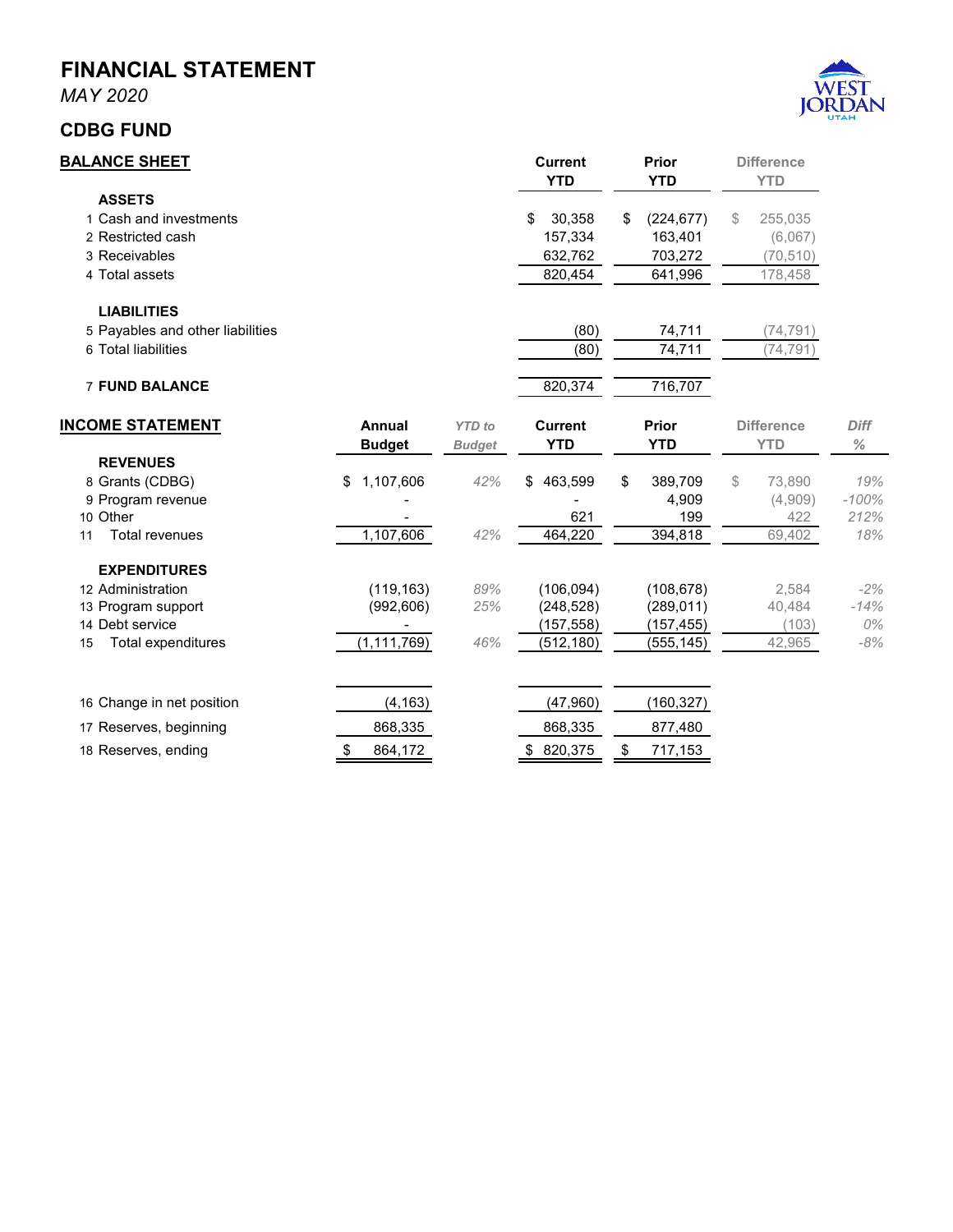# FINANCIAL STATEMENT

*MAY 2020*

## CDBG FUND

### BALANCE SHEET

| | | Current YTD | Prior YTD | Difference YTD |
|---|---|---|---|---|
| | **ASSETS** | | | |
| 1 | Cash and investments | $ 30,358 | $ (224,677) | $ 255,035 |
| 2 | Restricted cash | 157,334 | 163,401 | (6,067) |
| 3 | Receivables | 632,762 | 703,272 | (70,510) |
| 4 | Total assets | 820,454 | 641,996 | 178,458 |
| | **LIABILITIES** | | | |
| 5 | Payables and other liabilities | (80) | 74,711 | (74,791) |
| 6 | Total liabilities | (80) | 74,711 | (74,791) |
| 7 | **FUND BALANCE** | 820,374 | 716,707 | |

### INCOME STATEMENT

| | | Annual Budget | *YTD to Budget* | Current YTD | Prior YTD | Difference YTD | *Diff %* |
|---|---|---|---|---|---|---|---|
| | **REVENUES** | | | | | | |
| 8 | Grants (CDBG) | $ 1,107,606 | *42%* | $ 463,599 | $ 389,709 | $ 73,890 | *19%* |
| 9 | Program revenue | - | | - | 4,909 | (4,909) | *-100%* |
| 10 | Other | - | | 621 | 199 | 422 | *212%* |
| 11 | Total revenues | 1,107,606 | *42%* | 464,220 | 394,818 | 69,402 | *18%* |
| | **EXPENDITURES** | | | | | | |
| 12 | Administration | (119,163) | *89%* | (106,094) | (108,678) | 2,584 | *-2%* |
| 13 | Program support | (992,606) | *25%* | (248,528) | (289,011) | 40,484 | *-14%* |
| 14 | Debt service | - | | (157,558) | (157,455) | (103) | *0%* |
| 15 | Total expenditures | (1,111,769) | *46%* | (512,180) | (555,145) | 42,965 | *-8%* |
| 16 | Change in net position | (4,163) | | (47,960) | (160,327) | | |
| 17 | Reserves, beginning | 868,335 | | 868,335 | 877,480 | | |
| 18 | Reserves, ending | $ 864,172 | | $ 820,375 | $ 717,153 | | |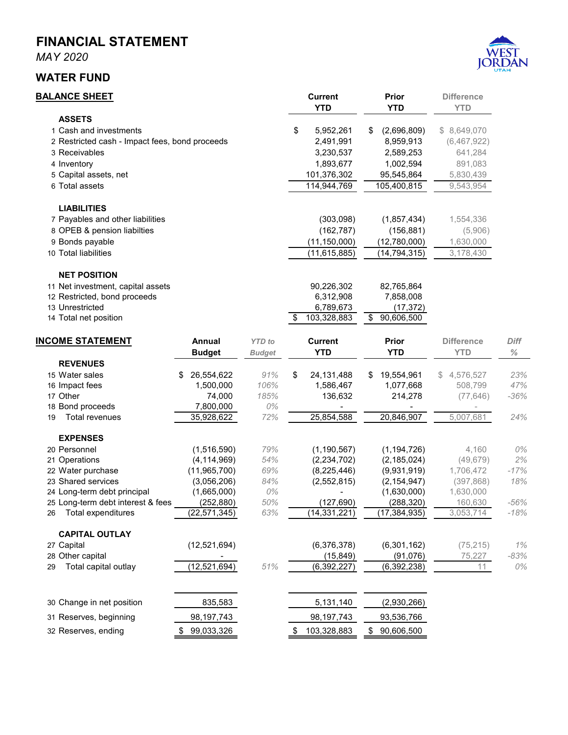# FINANCIAL STATEMENT

*MAY 2020*

## WATER FUND

### BALANCE SHEET

| | | Current YTD | Prior YTD | Difference YTD |
|---|---|---|---|---|
| | **ASSETS** | | | |
| 1 | Cash and investments | $ 5,952,261 | $ (2,696,809) | $ 8,649,070 |
| 2 | Restricted cash - Impact fees, bond proceeds | 2,491,991 | 8,959,913 | (6,467,922) |
| 3 | Receivables | 3,230,537 | 2,589,253 | 641,284 |
| 4 | Inventory | 1,893,677 | 1,002,594 | 891,083 |
| 5 | Capital assets, net | 101,376,302 | 95,545,864 | 5,830,439 |
| 6 | Total assets | 114,944,769 | 105,400,815 | 9,543,954 |
| | **LIABILITIES** | | | |
| 7 | Payables and other liabilities | (303,098) | (1,857,434) | 1,554,336 |
| 8 | OPEB & pension liabilties | (162,787) | (156,881) | (5,906) |
| 9 | Bonds payable | (11,150,000) | (12,780,000) | 1,630,000 |
| 10 | Total liabilities | (11,615,885) | (14,794,315) | 3,178,430 |
| | **NET POSITION** | | | |
| 11 | Net investment, capital assets | 90,226,302 | 82,765,864 | |
| 12 | Restricted, bond proceeds | 6,312,908 | 7,858,008 | |
| 13 | Unrestricted | 6,789,673 | (17,372) | |
| 14 | Total net position | $ 103,328,883 | $ 90,606,500 | |

### INCOME STATEMENT

| | | Annual Budget | *YTD to Budget* | Current YTD | Prior YTD | Difference YTD | *Diff %* |
|---|---|---|---|---|---|---|---|
| | **REVENUES** | | | | | | |
| 15 | Water sales | $ 26,554,622 | *91%* | $ 24,131,488 | $ 19,554,961 | $ 4,576,527 | *23%* |
| 16 | Impact fees | 1,500,000 | *106%* | 1,586,467 | 1,077,668 | 508,799 | *47%* |
| 17 | Other | 74,000 | *185%* | 136,632 | 214,278 | (77,646) | *-36%* |
| 18 | Bond proceeds | 7,800,000 | *0%* | - | - | - | |
| 19 | Total revenues | 35,928,622 | *72%* | 25,854,588 | 20,846,907 | 5,007,681 | *24%* |
| | **EXPENSES** | | | | | | |
| 20 | Personnel | (1,516,590) | *79%* | (1,190,567) | (1,194,726) | 4,160 | *0%* |
| 21 | Operations | (4,114,969) | *54%* | (2,234,702) | (2,185,024) | (49,679) | *2%* |
| 22 | Water purchase | (11,965,700) | *69%* | (8,225,446) | (9,931,919) | 1,706,472 | *-17%* |
| 23 | Shared services | (3,056,206) | *84%* | (2,552,815) | (2,154,947) | (397,868) | *18%* |
| 24 | Long-term debt principal | (1,665,000) | *0%* | - | (1,630,000) | 1,630,000 | |
| 25 | Long-term debt interest & fees | (252,880) | *50%* | (127,690) | (288,320) | 160,630 | *-56%* |
| 26 | Total expenditures | (22,571,345) | *63%* | (14,331,221) | (17,384,935) | 3,053,714 | *-18%* |
| | **CAPITAL OUTLAY** | | | | | | |
| 27 | Capital | (12,521,694) | | (6,376,378) | (6,301,162) | (75,215) | *1%* |
| 28 | Other capital | - | | (15,849) | (91,076) | 75,227 | *-83%* |
| 29 | Total capital outlay | (12,521,694) | *51%* | (6,392,227) | (6,392,238) | 11 | *0%* |
| 30 | Change in net position | 835,583 | | 5,131,140 | (2,930,266) | | |
| 31 | Reserves, beginning | 98,197,743 | | 98,197,743 | 93,536,766 | | |
| 32 | Reserves, ending | $ 99,033,326 | | $ 103,328,883 | $ 90,606,500 | | |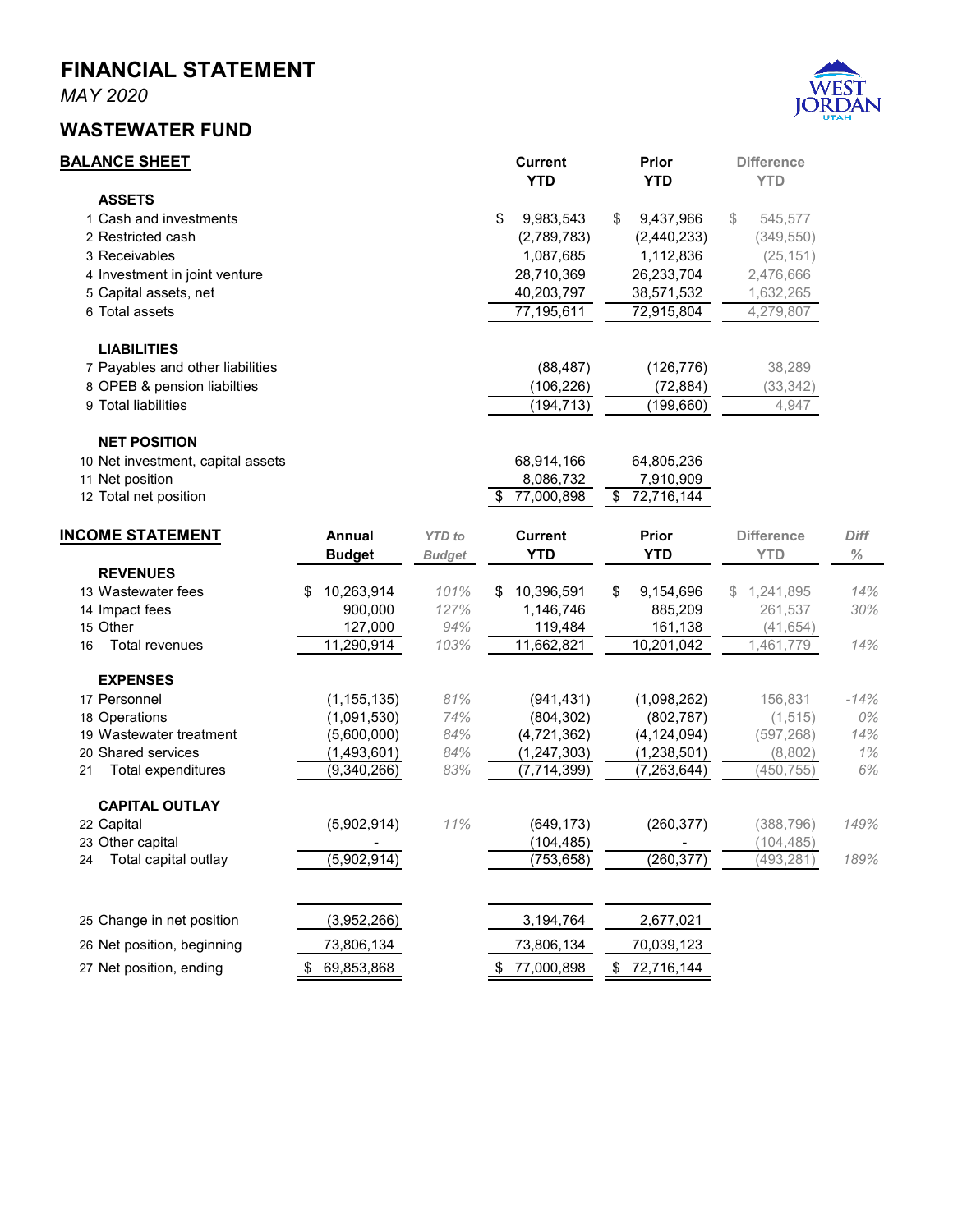# FINANCIAL STATEMENT

*MAY 2020*

## WASTEWATER FUND

| BALANCE SHEET | Current YTD | Prior YTD | Difference YTD |
|---|---|---|---|
| **ASSETS** | | | |
| 1 Cash and investments | $ 9,983,543 | $ 9,437,966 | $ 545,577 |
| 2 Restricted cash | (2,789,783) | (2,440,233) | (349,550) |
| 3 Receivables | 1,087,685 | 1,112,836 | (25,151) |
| 4 Investment in joint venture | 28,710,369 | 26,233,704 | 2,476,666 |
| 5 Capital assets, net | 40,203,797 | 38,571,532 | 1,632,265 |
| 6 Total assets | 77,195,611 | 72,915,804 | 4,279,807 |
| **LIABILITIES** | | | |
| 7 Payables and other liabilities | (88,487) | (126,776) | 38,289 |
| 8 OPEB & pension liabilties | (106,226) | (72,884) | (33,342) |
| 9 Total liabilities | (194,713) | (199,660) | 4,947 |
| **NET POSITION** | | | |
| 10 Net investment, capital assets | 68,914,166 | 64,805,236 | |
| 11 Net position | 8,086,732 | 7,910,909 | |
| 12 Total net position | $ 77,000,898 | $ 72,716,144 | |

| INCOME STATEMENT | Annual Budget | *YTD to Budget* | Current YTD | Prior YTD | Difference YTD | *Diff %* |
|---|---|---|---|---|---|---|
| **REVENUES** | | | | | | |
| 13 Wastewater fees | $ 10,263,914 | *101%* | $ 10,396,591 | $ 9,154,696 | $ 1,241,895 | *14%* |
| 14 Impact fees | 900,000 | *127%* | 1,146,746 | 885,209 | 261,537 | *30%* |
| 15 Other | 127,000 | *94%* | 119,484 | 161,138 | (41,654) | |
| 16 Total revenues | 11,290,914 | *103%* | 11,662,821 | 10,201,042 | 1,461,779 | *14%* |
| **EXPENSES** | | | | | | |
| 17 Personnel | (1,155,135) | *81%* | (941,431) | (1,098,262) | 156,831 | *-14%* |
| 18 Operations | (1,091,530) | *74%* | (804,302) | (802,787) | (1,515) | *0%* |
| 19 Wastewater treatment | (5,600,000) | *84%* | (4,721,362) | (4,124,094) | (597,268) | *14%* |
| 20 Shared services | (1,493,601) | *84%* | (1,247,303) | (1,238,501) | (8,802) | *1%* |
| 21 Total expenditures | (9,340,266) | *83%* | (7,714,399) | (7,263,644) | (450,755) | *6%* |
| **CAPITAL OUTLAY** | | | | | | |
| 22 Capital | (5,902,914) | *11%* | (649,173) | (260,377) | (388,796) | *149%* |
| 23 Other capital | - | | (104,485) | - | (104,485) | |
| 24 Total capital outlay | (5,902,914) | | (753,658) | (260,377) | (493,281) | *189%* |
| 25 Change in net position | (3,952,266) | | 3,194,764 | 2,677,021 | | |
| 26 Net position, beginning | 73,806,134 | | 73,806,134 | 70,039,123 | | |
| 27 Net position, ending | $ 69,853,868 | | $ 77,000,898 | $ 72,716,144 | | |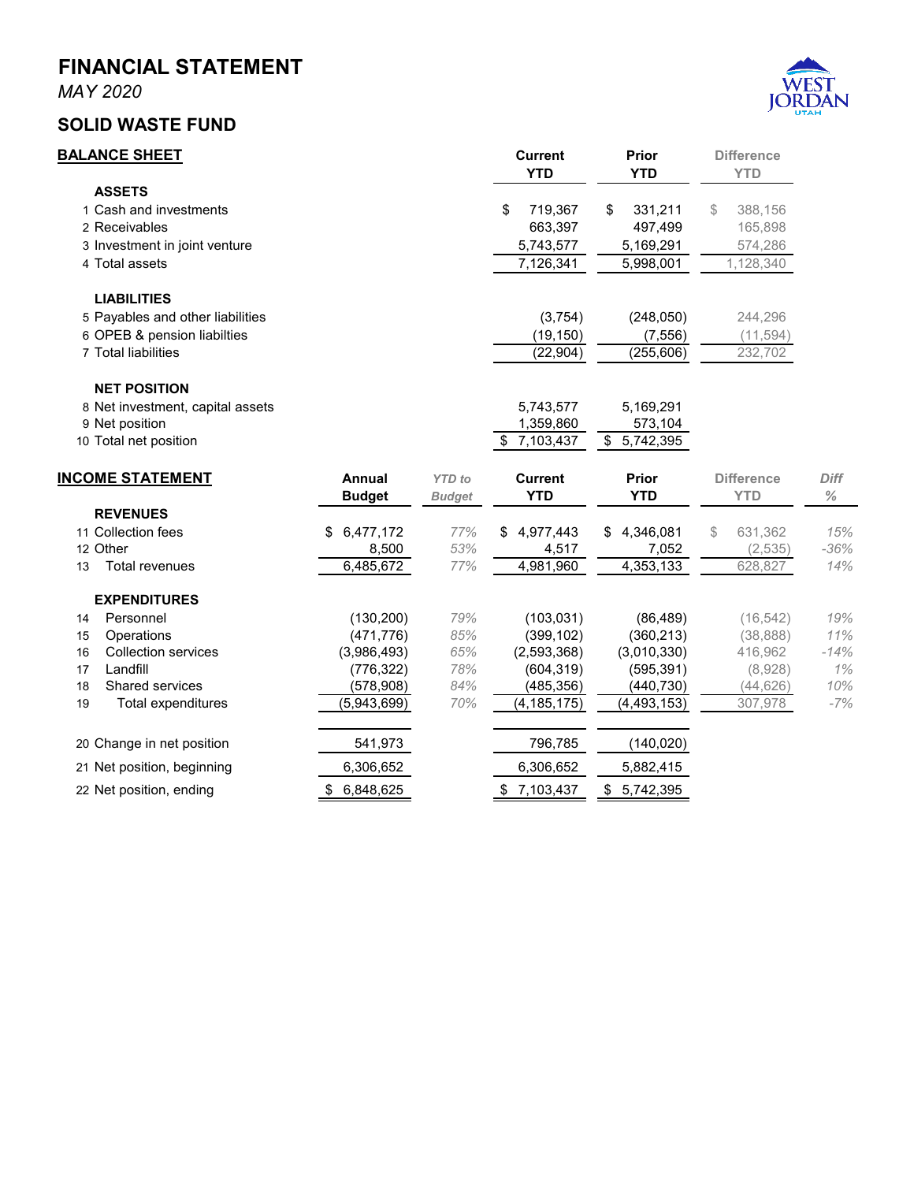# FINANCIAL STATEMENT

*MAY 2020*

## SOLID WASTE FUND

### BALANCE SHEET

| | | Current YTD | Prior YTD | Difference YTD |
|---|---|---|---|---|
| | **ASSETS** | | | |
| 1 | Cash and investments | $ 719,367 | $ 331,211 | $ 388,156 |
| 2 | Receivables | 663,397 | 497,499 | 165,898 |
| 3 | Investment in joint venture | 5,743,577 | 5,169,291 | 574,286 |
| 4 | Total assets | 7,126,341 | 5,998,001 | 1,128,340 |
| | **LIABILITIES** | | | |
| 5 | Payables and other liabilities | (3,754) | (248,050) | 244,296 |
| 6 | OPEB & pension liabilties | (19,150) | (7,556) | (11,594) |
| 7 | Total liabilities | (22,904) | (255,606) | 232,702 |
| | **NET POSITION** | | | |
| 8 | Net investment, capital assets | 5,743,577 | 5,169,291 | |
| 9 | Net position | 1,359,860 | 573,104 | |
| 10 | Total net position | $ 7,103,437 | $ 5,742,395 | |

### INCOME STATEMENT

| | | Annual Budget | *YTD to Budget* | Current YTD | Prior YTD | Difference YTD | *Diff %* |
|---|---|---|---|---|---|---|---|
| | **REVENUES** | | | | | | |
| 11 | Collection fees | $ 6,477,172 | *77%* | $ 4,977,443 | $ 4,346,081 | $ 631,362 | *15%* |
| 12 | Other | 8,500 | *53%* | 4,517 | 7,052 | (2,535) | *-36%* |
| 13 | Total revenues | 6,485,672 | *77%* | 4,981,960 | 4,353,133 | 628,827 | *14%* |
| | **EXPENDITURES** | | | | | | |
| 14 | Personnel | (130,200) | *79%* | (103,031) | (86,489) | (16,542) | *19%* |
| 15 | Operations | (471,776) | *85%* | (399,102) | (360,213) | (38,888) | *11%* |
| 16 | Collection services | (3,986,493) | *65%* | (2,593,368) | (3,010,330) | 416,962 | *-14%* |
| 17 | Landfill | (776,322) | *78%* | (604,319) | (595,391) | (8,928) | *1%* |
| 18 | Shared services | (578,908) | *84%* | (485,356) | (440,730) | (44,626) | *10%* |
| 19 | Total expenditures | (5,943,699) | *70%* | (4,185,175) | (4,493,153) | 307,978 | *-7%* |
| 20 | Change in net position | 541,973 | | 796,785 | (140,020) | | |
| 21 | Net position, beginning | 6,306,652 | | 6,306,652 | 5,882,415 | | |
| 22 | Net position, ending | $ 6,848,625 | | $ 7,103,437 | $ 5,742,395 | | |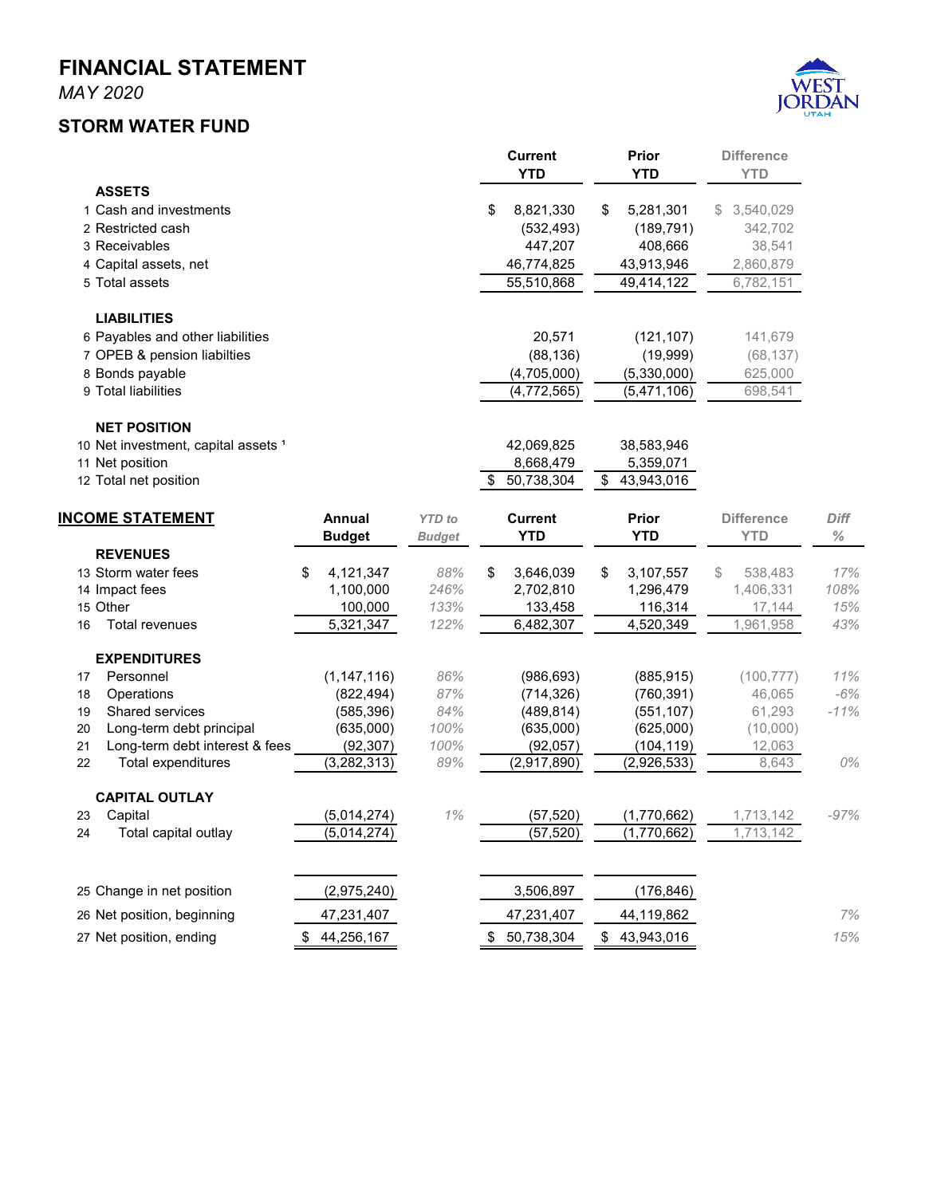# FINANCIAL STATEMENT

*MAY 2020*

## STORM WATER FUND

| | | Current YTD | Prior YTD | Difference YTD |
|---|---|---|---|---|
| | **ASSETS** | | | |
| 1 | Cash and investments | $ 8,821,330 | $ 5,281,301 | $ 3,540,029 |
| 2 | Restricted cash | (532,493) | (189,791) | 342,702 |
| 3 | Receivables | 447,207 | 408,666 | 38,541 |
| 4 | Capital assets, net | 46,774,825 | 43,913,946 | 2,860,879 |
| 5 | Total assets | 55,510,868 | 49,414,122 | 6,782,151 |
| | **LIABILITIES** | | | |
| 6 | Payables and other liabilities | 20,571 | (121,107) | 141,679 |
| 7 | OPEB & pension liabilties | (88,136) | (19,999) | (68,137) |
| 8 | Bonds payable | (4,705,000) | (5,330,000) | 625,000 |
| 9 | Total liabilities | (4,772,565) | (5,471,106) | 698,541 |
| | **NET POSITION** | | | |
| 10 | Net investment, capital assets [1] | 42,069,825 | 38,583,946 | |
| 11 | Net position | 8,668,479 | 5,359,071 | |
| 12 | Total net position | $ 50,738,304 | $ 43,943,016 | |

| **INCOME STATEMENT** | | Annual Budget | *YTD to Budget* | Current YTD | Prior YTD | Difference YTD | *Diff %* |
|---|---|---|---|---|---|---|---|
| | **REVENUES** | | | | | | |
| 13 | Storm water fees | $ 4,121,347 | *88%* | $ 3,646,039 | $ 3,107,557 | $ 538,483 | *17%* |
| 14 | Impact fees | 1,100,000 | *246%* | 2,702,810 | 1,296,479 | 1,406,331 | *108%* |
| 15 | Other | 100,000 | *133%* | 133,458 | 116,314 | 17,144 | *15%* |
| 16 | Total revenues | 5,321,347 | *122%* | 6,482,307 | 4,520,349 | 1,961,958 | *43%* |
| | **EXPENDITURES** | | | | | | |
| 17 | Personnel | (1,147,116) | *86%* | (986,693) | (885,915) | (100,777) | *11%* |
| 18 | Operations | (822,494) | *87%* | (714,326) | (760,391) | 46,065 | *-6%* |
| 19 | Shared services | (585,396) | *84%* | (489,814) | (551,107) | 61,293 | *-11%* |
| 20 | Long-term debt principal | (635,000) | *100%* | (635,000) | (625,000) | (10,000) | |
| 21 | Long-term debt interest & fees | (92,307) | *100%* | (92,057) | (104,119) | 12,063 | |
| 22 | Total expenditures | (3,282,313) | *89%* | (2,917,890) | (2,926,533) | 8,643 | *0%* |
| | **CAPITAL OUTLAY** | | | | | | |
| 23 | Capital | (5,014,274) | *1%* | (57,520) | (1,770,662) | 1,713,142 | *-97%* |
| 24 | Total capital outlay | (5,014,274) | | (57,520) | (1,770,662) | 1,713,142 | |
| 25 | Change in net position | (2,975,240) | | 3,506,897 | (176,846) | | |
| 26 | Net position, beginning | 47,231,407 | | 47,231,407 | 44,119,862 | | *7%* |
| 27 | Net position, ending | $ 44,256,167 | | $ 50,738,304 | $ 43,943,016 | | *15%* |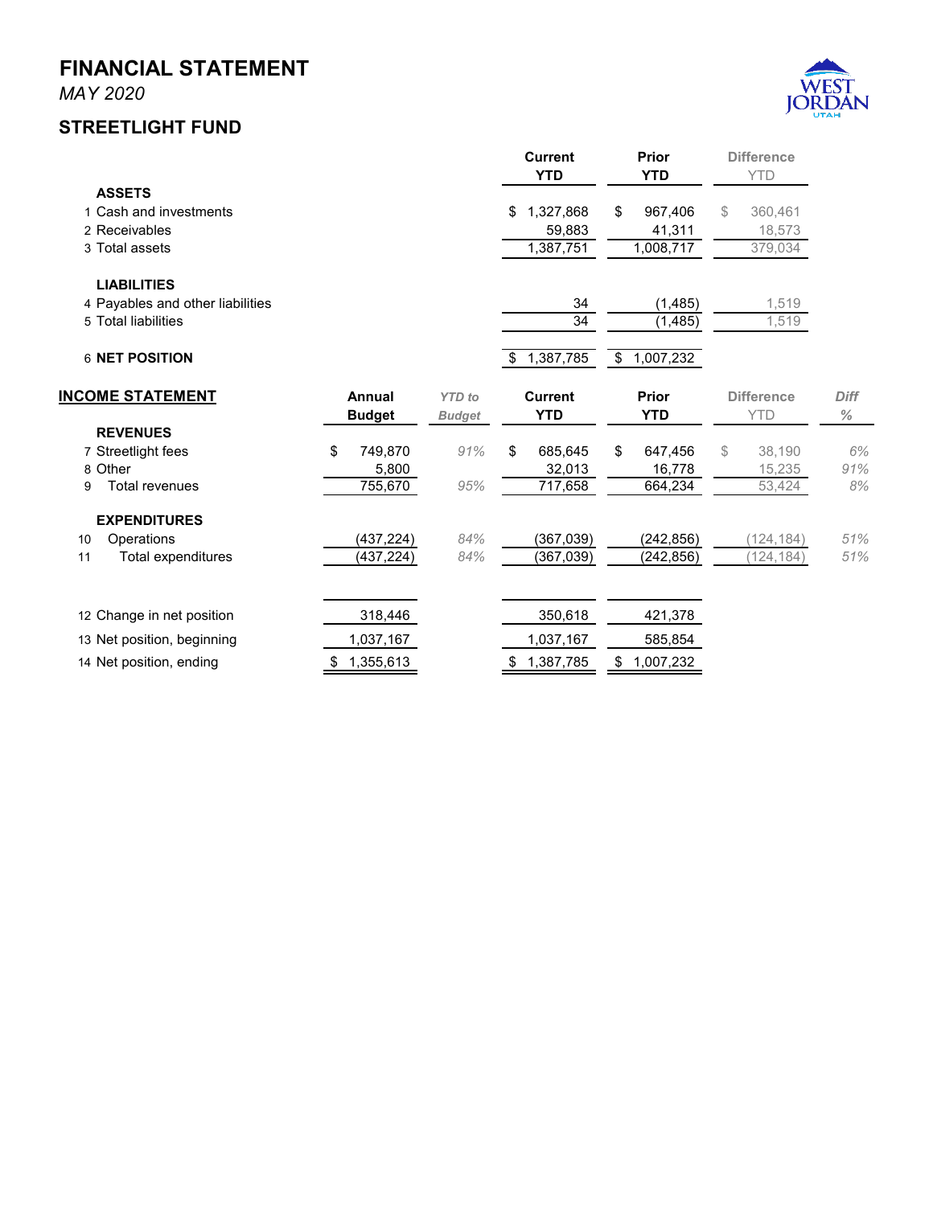# FINANCIAL STATEMENT

*MAY 2020*

## STREETLIGHT FUND

| | | Current YTD | Prior YTD | Difference YTD |
|---|---|---|---|---|
| **ASSETS** | | | | |
| 1 | Cash and investments | $ 1,327,868 | $ 967,406 | $ 360,461 |
| 2 | Receivables | 59,883 | 41,311 | 18,573 |
| 3 | Total assets | 1,387,751 | 1,008,717 | 379,034 |
| **LIABILITIES** | | | | |
| 4 | Payables and other liabilities | 34 | (1,485) | 1,519 |
| 5 | Total liabilities | 34 | (1,485) | 1,519 |
| 6 | **NET POSITION** | $ 1,387,785 | $ 1,007,232 | |

**INCOME STATEMENT**

| | | Annual Budget | *YTD to Budget* | Current YTD | Prior YTD | Difference YTD | *Diff %* |
|---|---|---|---|---|---|---|---|
| **REVENUES** | | | | | | | |
| 7 | Streetlight fees | $ 749,870 | *91%* | $ 685,645 | $ 647,456 | $ 38,190 | *6%* |
| 8 | Other | 5,800 | | 32,013 | 16,778 | 15,235 | *91%* |
| 9 | Total revenues | 755,670 | *95%* | 717,658 | 664,234 | 53,424 | *8%* |
| **EXPENDITURES** | | | | | | | |
| 10 | Operations | (437,224) | *84%* | (367,039) | (242,856) | (124,184) | *51%* |
| 11 | Total expenditures | (437,224) | *84%* | (367,039) | (242,856) | (124,184) | *51%* |
| 12 | Change in net position | 318,446 | | 350,618 | 421,378 | | |
| 13 | Net position, beginning | 1,037,167 | | 1,037,167 | 585,854 | | |
| 14 | Net position, ending | $ 1,355,613 | | $ 1,387,785 | $ 1,007,232 | | |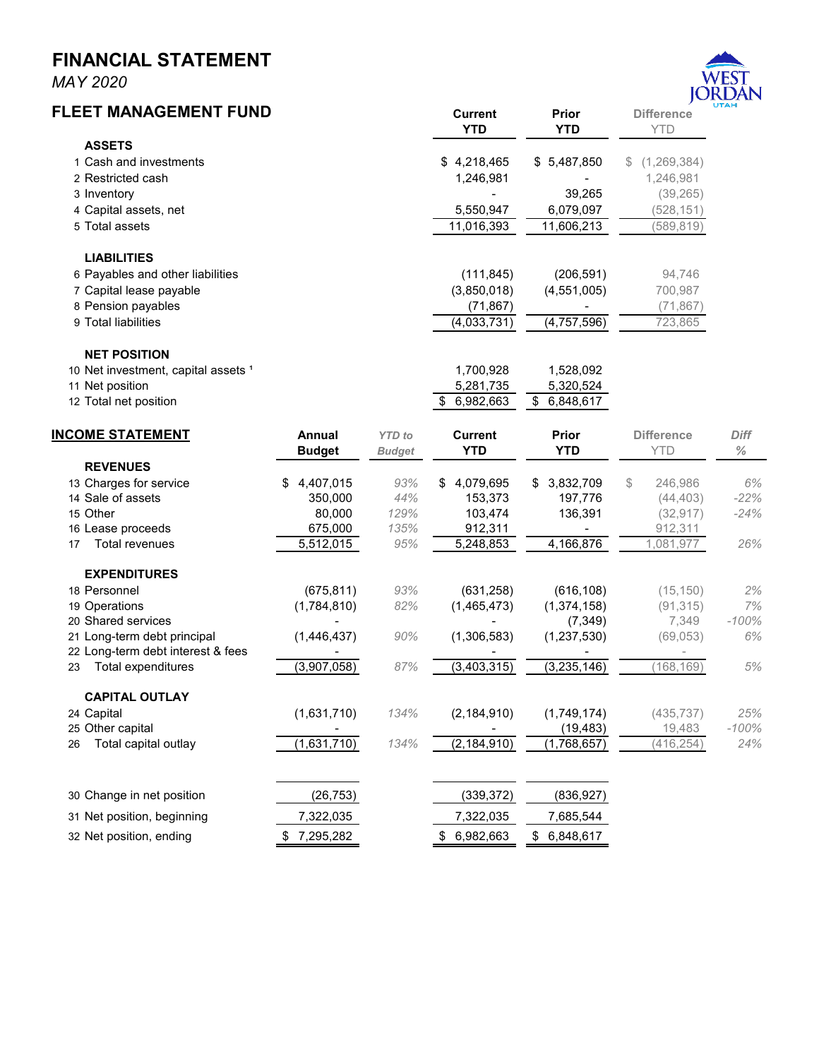# FINANCIAL STATEMENT

*MAY 2020*

## FLEET MANAGEMENT FUND

| | Current YTD | Prior YTD | Difference YTD |
|---|---|---|---|
| **ASSETS** | | | |
| 1 Cash and investments | $ 4,218,465 | $ 5,487,850 | $ (1,269,384) |
| 2 Restricted cash | 1,246,981 | - | 1,246,981 |
| 3 Inventory | - | 39,265 | (39,265) |
| 4 Capital assets, net | 5,550,947 | 6,079,097 | (528,151) |
| 5 Total assets | 11,016,393 | 11,606,213 | (589,819) |
| **LIABILITIES** | | | |
| 6 Payables and other liabilities | (111,845) | (206,591) | 94,746 |
| 7 Capital lease payable | (3,850,018) | (4,551,005) | 700,987 |
| 8 Pension payables | (71,867) | - | (71,867) |
| 9 Total liabilities | (4,033,731) | (4,757,596) | 723,865 |
| **NET POSITION** | | | |
| 10 Net investment, capital assets [1] | 1,700,928 | 1,528,092 | |
| 11 Net position | 5,281,735 | 5,320,524 | |
| 12 Total net position | $ 6,982,663 | $ 6,848,617 | |

## INCOME STATEMENT

| | Annual Budget | *YTD to Budget* | Current YTD | Prior YTD | Difference YTD | *Diff %* |
|---|---|---|---|---|---|---|
| **REVENUES** | | | | | | |
| 13 Charges for service | $ 4,407,015 | *93%* | $ 4,079,695 | $ 3,832,709 | $ 246,986 | *6%* |
| 14 Sale of assets | 350,000 | *44%* | 153,373 | 197,776 | (44,403) | *-22%* |
| 15 Other | 80,000 | *129%* | 103,474 | 136,391 | (32,917) | *-24%* |
| 16 Lease proceeds | 675,000 | *135%* | 912,311 | - | 912,311 | |
| 17 Total revenues | 5,512,015 | *95%* | 5,248,853 | 4,166,876 | 1,081,977 | *26%* |
| **EXPENDITURES** | | | | | | |
| 18 Personnel | (675,811) | *93%* | (631,258) | (616,108) | (15,150) | *2%* |
| 19 Operations | (1,784,810) | *82%* | (1,465,473) | (1,374,158) | (91,315) | *7%* |
| 20 Shared services | - | | - | (7,349) | 7,349 | *-100%* |
| 21 Long-term debt principal | (1,446,437) | *90%* | (1,306,583) | (1,237,530) | (69,053) | *6%* |
| 22 Long-term debt interest & fees | - | | - | - | - | |
| 23 Total expenditures | (3,907,058) | *87%* | (3,403,315) | (3,235,146) | (168,169) | *5%* |
| **CAPITAL OUTLAY** | | | | | | |
| 24 Capital | (1,631,710) | *134%* | (2,184,910) | (1,749,174) | (435,737) | *25%* |
| 25 Other capital | - | | - | (19,483) | 19,483 | *-100%* |
| 26 Total capital outlay | (1,631,710) | *134%* | (2,184,910) | (1,768,657) | (416,254) | *24%* |
| 30 Change in net position | (26,753) | | (339,372) | (836,927) | | |
| 31 Net position, beginning | 7,322,035 | | 7,322,035 | 7,685,544 | | |
| 32 Net position, ending | $ 7,295,282 | | $ 6,982,663 | $ 6,848,617 | | |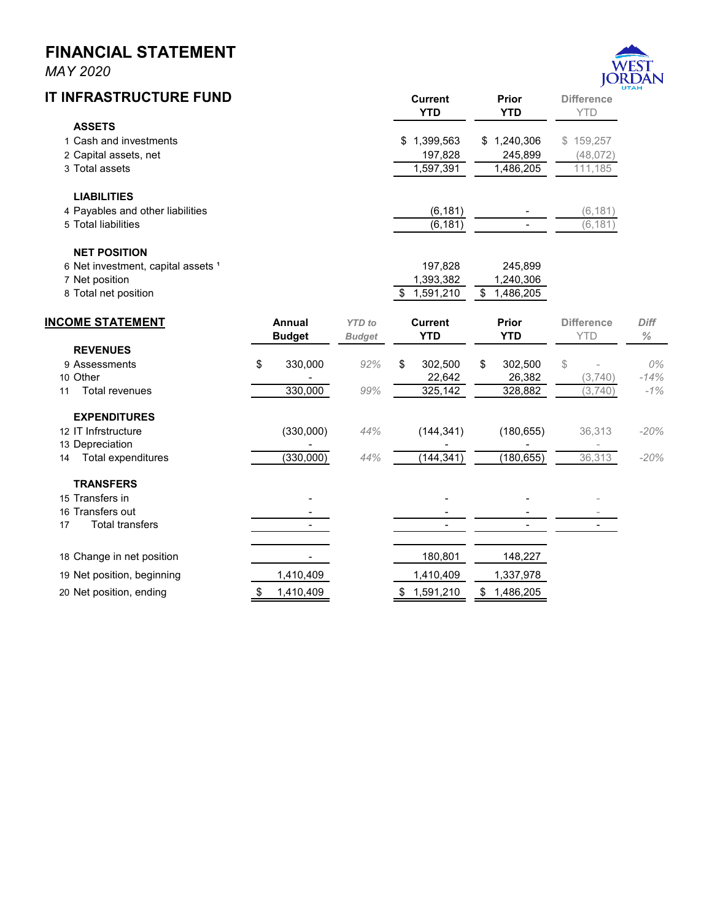# FINANCIAL STATEMENT

*MAY 2020*

## IT INFRASTRUCTURE FUND

| | Current YTD | Prior YTD | Difference YTD |
|---|---|---|---|
| **ASSETS** | | | |
| 1 Cash and investments | $ 1,399,563 | $ 1,240,306 | $ 159,257 |
| 2 Capital assets, net | 197,828 | 245,899 | (48,072) |
| 3 Total assets | 1,597,391 | 1,486,205 | 111,185 |
| **LIABILITIES** | | | |
| 4 Payables and other liabilities | (6,181) | - | (6,181) |
| 5 Total liabilities | (6,181) | - | (6,181) |
| **NET POSITION** | | | |
| 6 Net investment, capital assets [1] | 197,828 | 245,899 | |
| 7 Net position | 1,393,382 | 1,240,306 | |
| 8 Total net position | $ 1,591,210 | $ 1,486,205 | |

## INCOME STATEMENT

| | Annual Budget | *YTD to Budget* | Current YTD | Prior YTD | Difference YTD | *Diff %* |
|---|---|---|---|---|---|---|
| **REVENUES** | | | | | | |
| 9 Assessments | $ 330,000 | *92%* | $ 302,500 | $ 302,500 | $ - | *0%* |
| 10 Other | - | | 22,642 | 26,382 | (3,740) | *-14%* |
| 11 Total revenues | 330,000 | *99%* | 325,142 | 328,882 | (3,740) | *-1%* |
| **EXPENDITURES** | | | | | | |
| 12 IT Infrstructure | (330,000) | *44%* | (144,341) | (180,655) | 36,313 | *-20%* |
| 13 Depreciation | - | | - | - | - | |
| 14 Total expenditures | (330,000) | *44%* | (144,341) | (180,655) | 36,313 | *-20%* |
| **TRANSFERS** | | | | | | |
| 15 Transfers in | - | | - | - | - | |
| 16 Transfers out | - | | - | - | - | |
| 17 Total transfers | - | | - | - | - | |
| 18 Change in net position | - | | 180,801 | 148,227 | | |
| 19 Net position, beginning | 1,410,409 | | 1,410,409 | 1,337,978 | | |
| 20 Net position, ending | $ 1,410,409 | | $ 1,591,210 | $ 1,486,205 | | |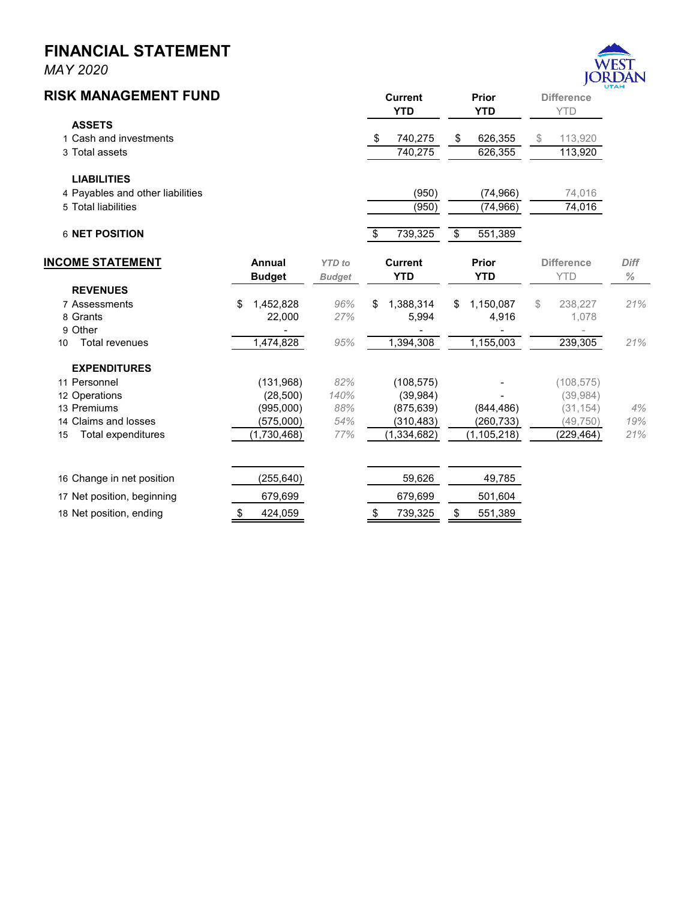# FINANCIAL STATEMENT

*MAY 2020*

## RISK MANAGEMENT FUND

| | | Current YTD | Prior YTD | Difference YTD |
|---|---|---|---|---|
| | **ASSETS** | | | |
| 1 | Cash and investments | $ 740,275 | $ 626,355 | $ 113,920 |
| 3 | Total assets | 740,275 | 626,355 | 113,920 |
| | **LIABILITIES** | | | |
| 4 | Payables and other liabilities | (950) | (74,966) | 74,016 |
| 5 | Total liabilities | (950) | (74,966) | 74,016 |
| 6 | **NET POSITION** | $ 739,325 | $ 551,389 | |

## INCOME STATEMENT

| | | Annual Budget | *YTD to Budget* | Current YTD | Prior YTD | Difference YTD | *Diff %* |
|---|---|---|---|---|---|---|---|
| | **REVENUES** | | | | | | |
| 7 | Assessments | $ 1,452,828 | *96%* | $ 1,388,314 | $ 1,150,087 | $ 238,227 | *21%* |
| 8 | Grants | 22,000 | *27%* | 5,994 | 4,916 | 1,078 | |
| 9 | Other | - | | - | - | - | |
| 10 | Total revenues | 1,474,828 | *95%* | 1,394,308 | 1,155,003 | 239,305 | *21%* |
| | **EXPENDITURES** | | | | | | |
| 11 | Personnel | (131,968) | *82%* | (108,575) | - | (108,575) | |
| 12 | Operations | (28,500) | *140%* | (39,984) | - | (39,984) | |
| 13 | Premiums | (995,000) | *88%* | (875,639) | (844,486) | (31,154) | *4%* |
| 14 | Claims and losses | (575,000) | *54%* | (310,483) | (260,733) | (49,750) | *19%* |
| 15 | Total expenditures | (1,730,468) | *77%* | (1,334,682) | (1,105,218) | (229,464) | *21%* |
| 16 | Change in net position | (255,640) | | 59,626 | 49,785 | | |
| 17 | Net position, beginning | 679,699 | | 679,699 | 501,604 | | |
| 18 | Net position, ending | $ 424,059 | | $ 739,325 | $ 551,389 | | |